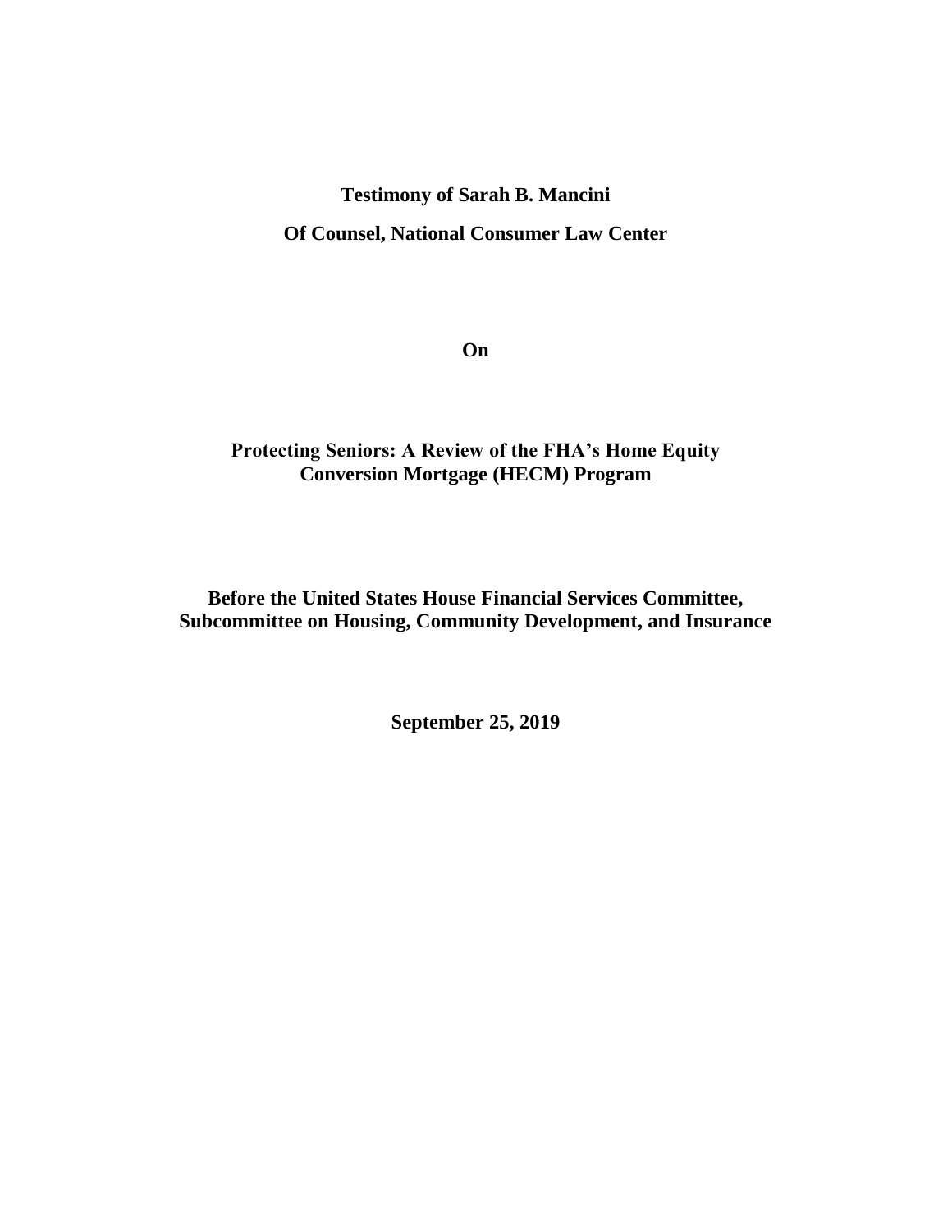**Testimony of Sarah B. Mancini**

**Of Counsel, National Consumer Law Center**

**On**

**Protecting Seniors: A Review of the FHA's Home Equity Conversion Mortgage (HECM) Program**

**Before the United States House Financial Services Committee, Subcommittee on Housing, Community Development, and Insurance**

**September 25, 2019**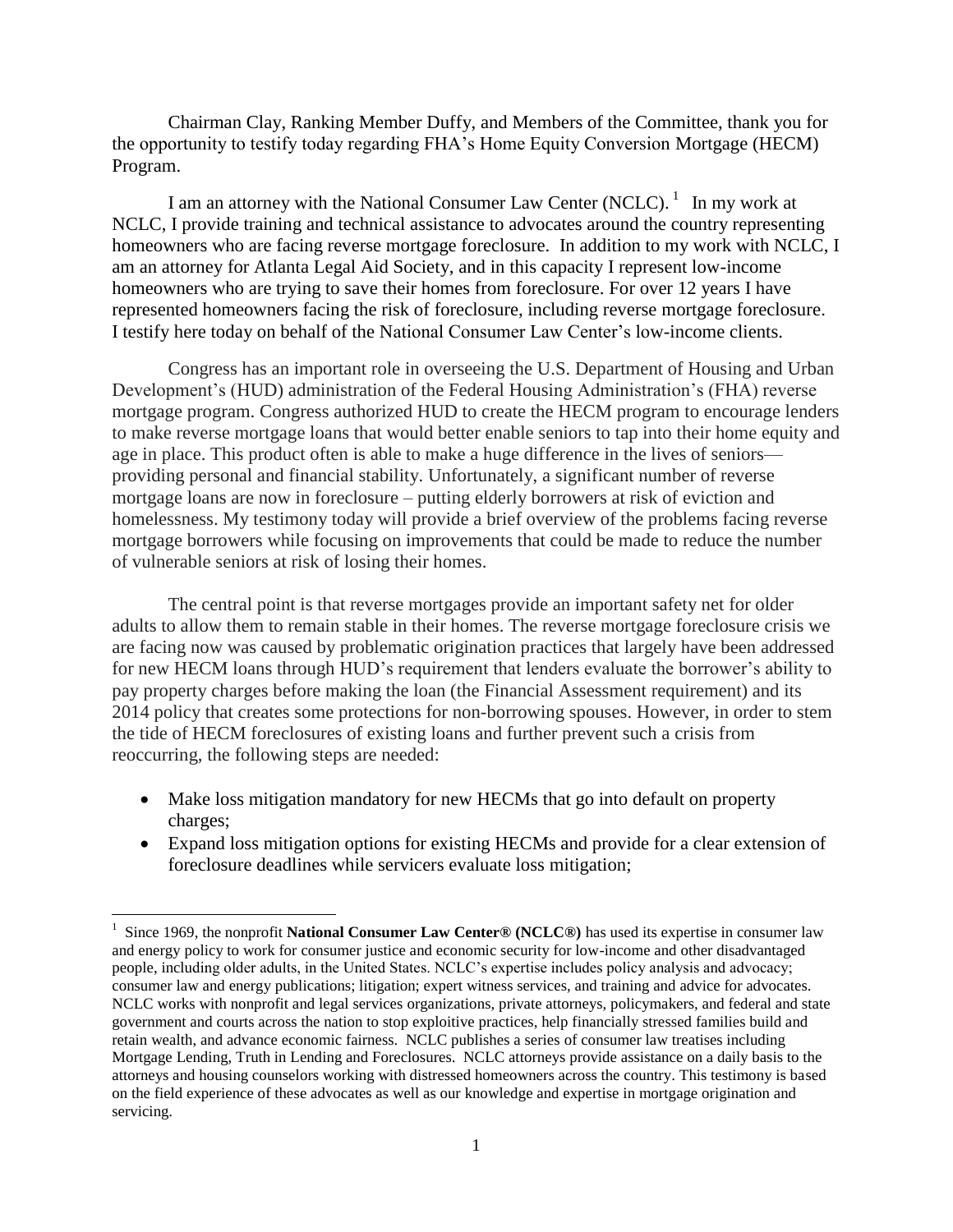Chairman Clay, Ranking Member Duffy, and Members of the Committee, thank you for the opportunity to testify today regarding FHA's Home Equity Conversion Mortgage (HECM) Program.

I am an attorney with the National Consumer Law Center (NCLC).[1] In my work at NCLC, I provide training and technical assistance to advocates around the country representing homeowners who are facing reverse mortgage foreclosure. In addition to my work with NCLC, I am an attorney for Atlanta Legal Aid Society, and in this capacity I represent low-income homeowners who are trying to save their homes from foreclosure. For over 12 years I have represented homeowners facing the risk of foreclosure, including reverse mortgage foreclosure. I testify here today on behalf of the National Consumer Law Center's low-income clients.

Congress has an important role in overseeing the U.S. Department of Housing and Urban Development's (HUD) administration of the Federal Housing Administration's (FHA) reverse mortgage program. Congress authorized HUD to create the HECM program to encourage lenders to make reverse mortgage loans that would better enable seniors to tap into their home equity and age in place. This product often is able to make a huge difference in the lives of seniors—providing personal and financial stability. Unfortunately, a significant number of reverse mortgage loans are now in foreclosure – putting elderly borrowers at risk of eviction and homelessness. My testimony today will provide a brief overview of the problems facing reverse mortgage borrowers while focusing on improvements that could be made to reduce the number of vulnerable seniors at risk of losing their homes.

The central point is that reverse mortgages provide an important safety net for older adults to allow them to remain stable in their homes. The reverse mortgage foreclosure crisis we are facing now was caused by problematic origination practices that largely have been addressed for new HECM loans through HUD's requirement that lenders evaluate the borrower's ability to pay property charges before making the loan (the Financial Assessment requirement) and its 2014 policy that creates some protections for non-borrowing spouses. However, in order to stem the tide of HECM foreclosures of existing loans and further prevent such a crisis from reoccurring, the following steps are needed:

- Make loss mitigation mandatory for new HECMs that go into default on property charges;
- Expand loss mitigation options for existing HECMs and provide for a clear extension of foreclosure deadlines while servicers evaluate loss mitigation;

[1] Since 1969, the nonprofit **National Consumer Law Center® (NCLC®)** has used its expertise in consumer law and energy policy to work for consumer justice and economic security for low-income and other disadvantaged people, including older adults, in the United States. NCLC's expertise includes policy analysis and advocacy; consumer law and energy publications; litigation; expert witness services, and training and advice for advocates. NCLC works with nonprofit and legal services organizations, private attorneys, policymakers, and federal and state government and courts across the nation to stop exploitive practices, help financially stressed families build and retain wealth, and advance economic fairness. NCLC publishes a series of consumer law treatises including Mortgage Lending, Truth in Lending and Foreclosures. NCLC attorneys provide assistance on a daily basis to the attorneys and housing counselors working with distressed homeowners across the country. This testimony is based on the field experience of these advocates as well as our knowledge and expertise in mortgage origination and servicing.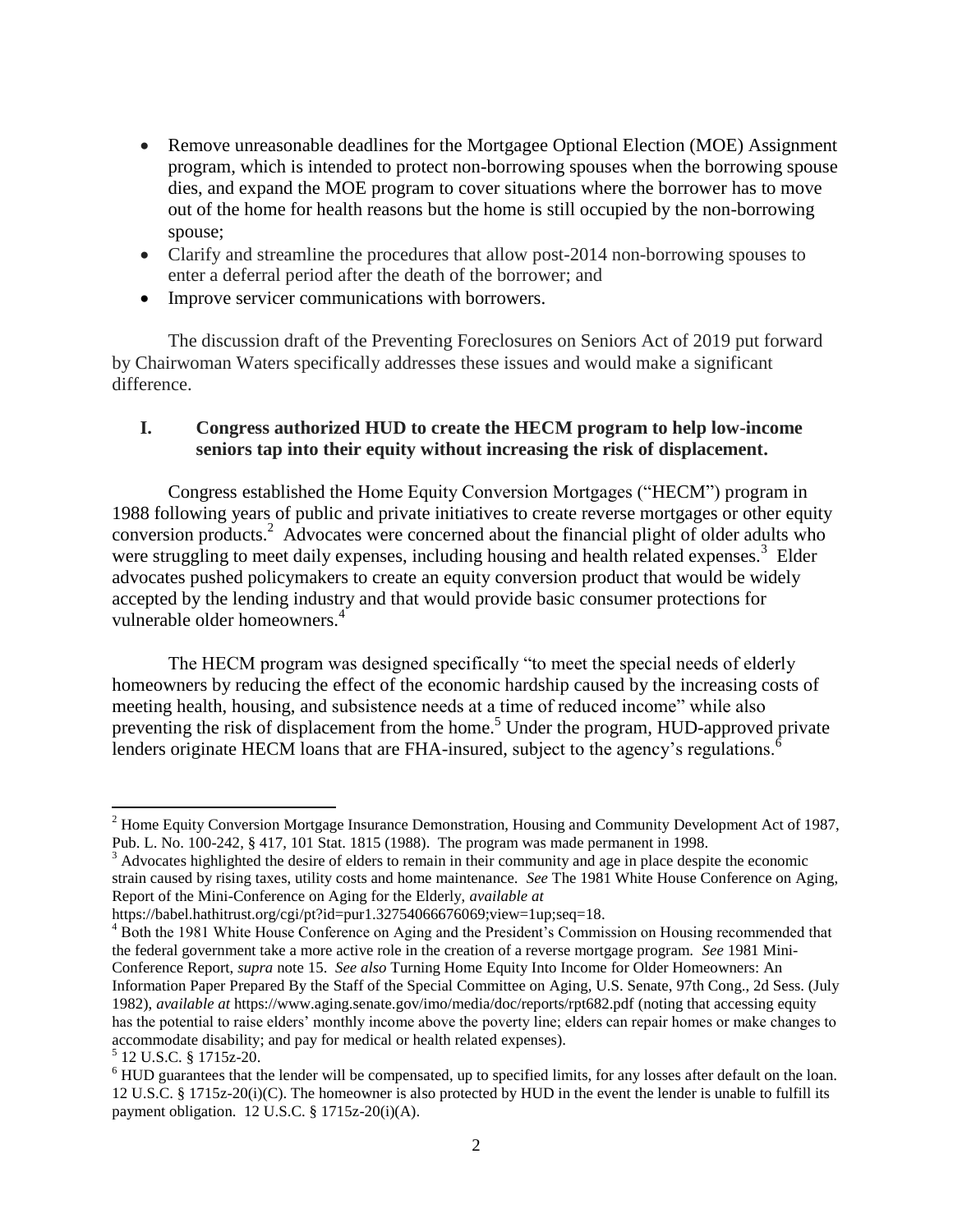- Remove unreasonable deadlines for the Mortgagee Optional Election (MOE) Assignment program, which is intended to protect non-borrowing spouses when the borrowing spouse dies, and expand the MOE program to cover situations where the borrower has to move out of the home for health reasons but the home is still occupied by the non-borrowing spouse;
- Clarify and streamline the procedures that allow post-2014 non-borrowing spouses to enter a deferral period after the death of the borrower; and
- Improve servicer communications with borrowers.

The discussion draft of the Preventing Foreclosures on Seniors Act of 2019 put forward by Chairwoman Waters specifically addresses these issues and would make a significant difference.

## I. Congress authorized HUD to create the HECM program to help low-income seniors tap into their equity without increasing the risk of displacement.

Congress established the Home Equity Conversion Mortgages ("HECM") program in 1988 following years of public and private initiatives to create reverse mortgages or other equity conversion products.[2] Advocates were concerned about the financial plight of older adults who were struggling to meet daily expenses, including housing and health related expenses.[3] Elder advocates pushed policymakers to create an equity conversion product that would be widely accepted by the lending industry and that would provide basic consumer protections for vulnerable older homeowners.[4]

The HECM program was designed specifically "to meet the special needs of elderly homeowners by reducing the effect of the economic hardship caused by the increasing costs of meeting health, housing, and subsistence needs at a time of reduced income" while also preventing the risk of displacement from the home.[5] Under the program, HUD-approved private lenders originate HECM loans that are FHA-insured, subject to the agency's regulations.[6]

---

[2] Home Equity Conversion Mortgage Insurance Demonstration, Housing and Community Development Act of 1987, Pub. L. No. 100-242, § 417, 101 Stat. 1815 (1988). The program was made permanent in 1998.

[3] Advocates highlighted the desire of elders to remain in their community and age in place despite the economic strain caused by rising taxes, utility costs and home maintenance. *See* The 1981 White House Conference on Aging, Report of the Mini-Conference on Aging for the Elderly, *available at* https://babel.hathitrust.org/cgi/pt?id=pur1.32754066676069;view=1up;seq=18.

[4] Both the 1981 White House Conference on Aging and the President's Commission on Housing recommended that the federal government take a more active role in the creation of a reverse mortgage program. *See* 1981 Mini-Conference Report, *supra* note 15. *See also* Turning Home Equity Into Income for Older Homeowners: An Information Paper Prepared By the Staff of the Special Committee on Aging, U.S. Senate, 97th Cong., 2d Sess. (July 1982), *available at* https://www.aging.senate.gov/imo/media/doc/reports/rpt682.pdf (noting that accessing equity has the potential to raise elders' monthly income above the poverty line; elders can repair homes or make changes to accommodate disability; and pay for medical or health related expenses).

[5] 12 U.S.C. § 1715z-20.

[6] HUD guarantees that the lender will be compensated, up to specified limits, for any losses after default on the loan. 12 U.S.C. § 1715z-20(i)(C). The homeowner is also protected by HUD in the event the lender is unable to fulfill its payment obligation. 12 U.S.C. § 1715z-20(i)(A).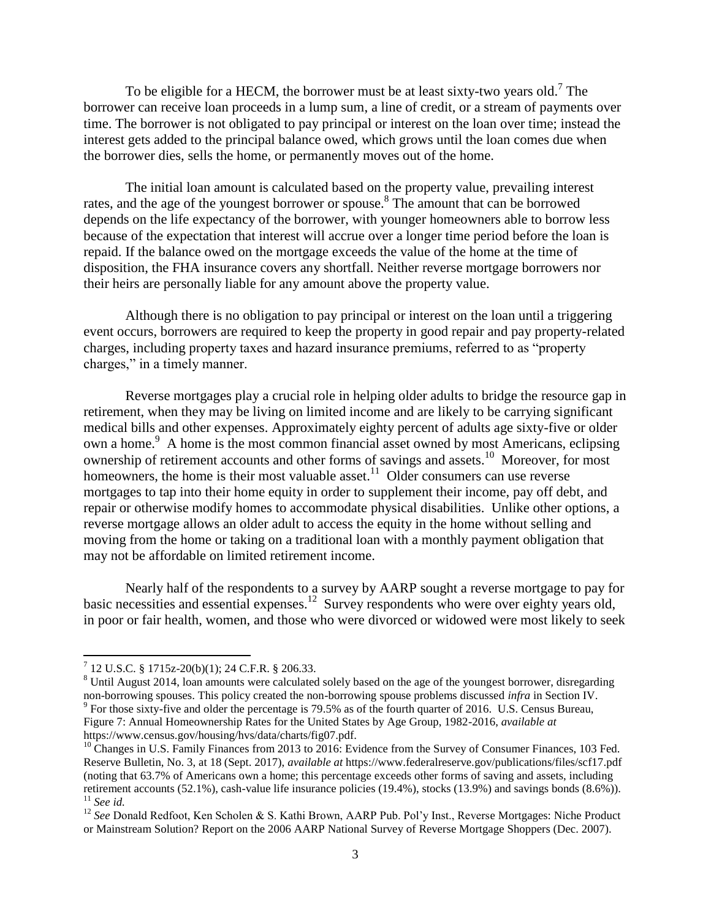To be eligible for a HECM, the borrower must be at least sixty-two years old.[7] The borrower can receive loan proceeds in a lump sum, a line of credit, or a stream of payments over time. The borrower is not obligated to pay principal or interest on the loan over time; instead the interest gets added to the principal balance owed, which grows until the loan comes due when the borrower dies, sells the home, or permanently moves out of the home.

The initial loan amount is calculated based on the property value, prevailing interest rates, and the age of the youngest borrower or spouse.[8] The amount that can be borrowed depends on the life expectancy of the borrower, with younger homeowners able to borrow less because of the expectation that interest will accrue over a longer time period before the loan is repaid. If the balance owed on the mortgage exceeds the value of the home at the time of disposition, the FHA insurance covers any shortfall. Neither reverse mortgage borrowers nor their heirs are personally liable for any amount above the property value.

Although there is no obligation to pay principal or interest on the loan until a triggering event occurs, borrowers are required to keep the property in good repair and pay property-related charges, including property taxes and hazard insurance premiums, referred to as "property charges," in a timely manner.

Reverse mortgages play a crucial role in helping older adults to bridge the resource gap in retirement, when they may be living on limited income and are likely to be carrying significant medical bills and other expenses. Approximately eighty percent of adults age sixty-five or older own a home.[9] A home is the most common financial asset owned by most Americans, eclipsing ownership of retirement accounts and other forms of savings and assets.[10] Moreover, for most homeowners, the home is their most valuable asset.[11] Older consumers can use reverse mortgages to tap into their home equity in order to supplement their income, pay off debt, and repair or otherwise modify homes to accommodate physical disabilities. Unlike other options, a reverse mortgage allows an older adult to access the equity in the home without selling and moving from the home or taking on a traditional loan with a monthly payment obligation that may not be affordable on limited retirement income.

Nearly half of the respondents to a survey by AARP sought a reverse mortgage to pay for basic necessities and essential expenses.[12] Survey respondents who were over eighty years old, in poor or fair health, women, and those who were divorced or widowed were most likely to seek

---

[7] 12 U.S.C. § 1715z-20(b)(1); 24 C.F.R. § 206.33.

[8] Until August 2014, loan amounts were calculated solely based on the age of the youngest borrower, disregarding non-borrowing spouses. This policy created the non-borrowing spouse problems discussed *infra* in Section IV.

[9] For those sixty-five and older the percentage is 79.5% as of the fourth quarter of 2016. U.S. Census Bureau, Figure 7: Annual Homeownership Rates for the United States by Age Group, 1982-2016, *available at* https://www.census.gov/housing/hvs/data/charts/fig07.pdf.

[10] Changes in U.S. Family Finances from 2013 to 2016: Evidence from the Survey of Consumer Finances, 103 Fed. Reserve Bulletin, No. 3, at 18 (Sept. 2017), *available at* https://www.federalreserve.gov/publications/files/scf17.pdf (noting that 63.7% of Americans own a home; this percentage exceeds other forms of saving and assets, including retirement accounts (52.1%), cash-value life insurance policies (19.4%), stocks (13.9%) and savings bonds (8.6%)).

[11] *See id.*

[12] *See* Donald Redfoot, Ken Scholen & S. Kathi Brown, AARP Pub. Pol'y Inst., Reverse Mortgages: Niche Product or Mainstream Solution? Report on the 2006 AARP National Survey of Reverse Mortgage Shoppers (Dec. 2007).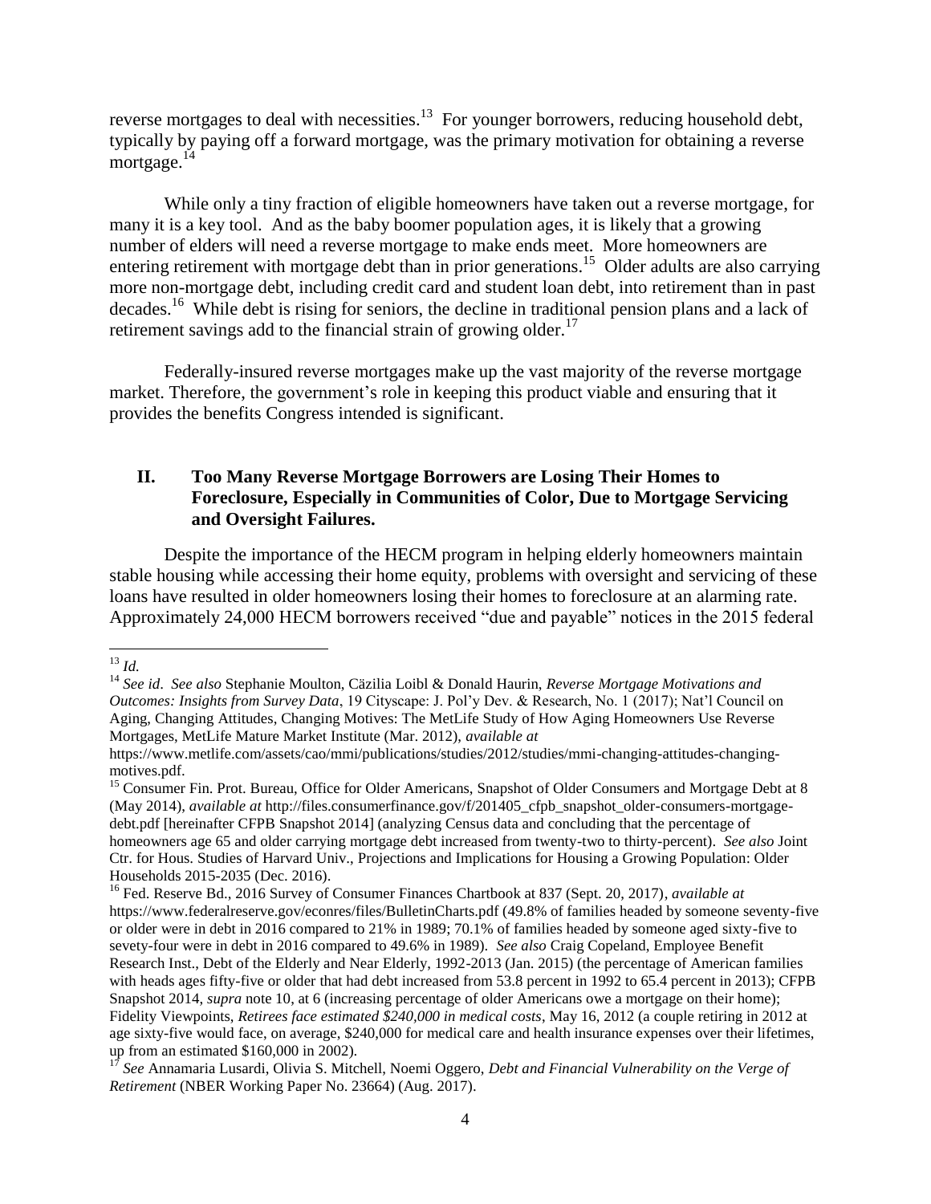reverse mortgages to deal with necessities.[13] For younger borrowers, reducing household debt, typically by paying off a forward mortgage, was the primary motivation for obtaining a reverse mortgage.[14]

While only a tiny fraction of eligible homeowners have taken out a reverse mortgage, for many it is a key tool. And as the baby boomer population ages, it is likely that a growing number of elders will need a reverse mortgage to make ends meet. More homeowners are entering retirement with mortgage debt than in prior generations.[15] Older adults are also carrying more non-mortgage debt, including credit card and student loan debt, into retirement than in past decades.[16] While debt is rising for seniors, the decline in traditional pension plans and a lack of retirement savings add to the financial strain of growing older.[17]

Federally-insured reverse mortgages make up the vast majority of the reverse mortgage market. Therefore, the government's role in keeping this product viable and ensuring that it provides the benefits Congress intended is significant.

## II. Too Many Reverse Mortgage Borrowers are Losing Their Homes to Foreclosure, Especially in Communities of Color, Due to Mortgage Servicing and Oversight Failures.

Despite the importance of the HECM program in helping elderly homeowners maintain stable housing while accessing their home equity, problems with oversight and servicing of these loans have resulted in older homeowners losing their homes to foreclosure at an alarming rate. Approximately 24,000 HECM borrowers received "due and payable" notices in the 2015 federal

---

[13] *Id.*

[14] *See id*. *See also* Stephanie Moulton, Cäzilia Loibl & Donald Haurin, *Reverse Mortgage Motivations and Outcomes: Insights from Survey Data*, 19 Cityscape: J. Pol'y Dev. & Research, No. 1 (2017); Nat'l Council on Aging, Changing Attitudes, Changing Motives: The MetLife Study of How Aging Homeowners Use Reverse Mortgages, MetLife Mature Market Institute (Mar. 2012), *available at* https://www.metlife.com/assets/cao/mmi/publications/studies/2012/studies/mmi-changing-attitudes-changing-motives.pdf.

[15] Consumer Fin. Prot. Bureau, Office for Older Americans, Snapshot of Older Consumers and Mortgage Debt at 8 (May 2014), *available at* http://files.consumerfinance.gov/f/201405_cfpb_snapshot_older-consumers-mortgage-debt.pdf [hereinafter CFPB Snapshot 2014] (analyzing Census data and concluding that the percentage of homeowners age 65 and older carrying mortgage debt increased from twenty-two to thirty-percent). *See also* Joint Ctr. for Hous. Studies of Harvard Univ., Projections and Implications for Housing a Growing Population: Older Households 2015-2035 (Dec. 2016).

[16] Fed. Reserve Bd., 2016 Survey of Consumer Finances Chartbook at 837 (Sept. 20, 2017), *available at* https://www.federalreserve.gov/econres/files/BulletinCharts.pdf (49.8% of families headed by someone seventy-five or older were in debt in 2016 compared to 21% in 1989; 70.1% of families headed by someone aged sixty-five to sevety-four were in debt in 2016 compared to 49.6% in 1989). *See also* Craig Copeland, Employee Benefit Research Inst., Debt of the Elderly and Near Elderly, 1992-2013 (Jan. 2015) (the percentage of American families with heads ages fifty-five or older that had debt increased from 53.8 percent in 1992 to 65.4 percent in 2013); CFPB Snapshot 2014, *supra* note 10, at 6 (increasing percentage of older Americans owe a mortgage on their home); Fidelity Viewpoints, *Retirees face estimated $240,000 in medical costs*, May 16, 2012 (a couple retiring in 2012 at age sixty-five would face, on average, $240,000 for medical care and health insurance expenses over their lifetimes, up from an estimated $160,000 in 2002).

[17] *See* Annamaria Lusardi, Olivia S. Mitchell, Noemi Oggero, *Debt and Financial Vulnerability on the Verge of Retirement* (NBER Working Paper No. 23664) (Aug. 2017).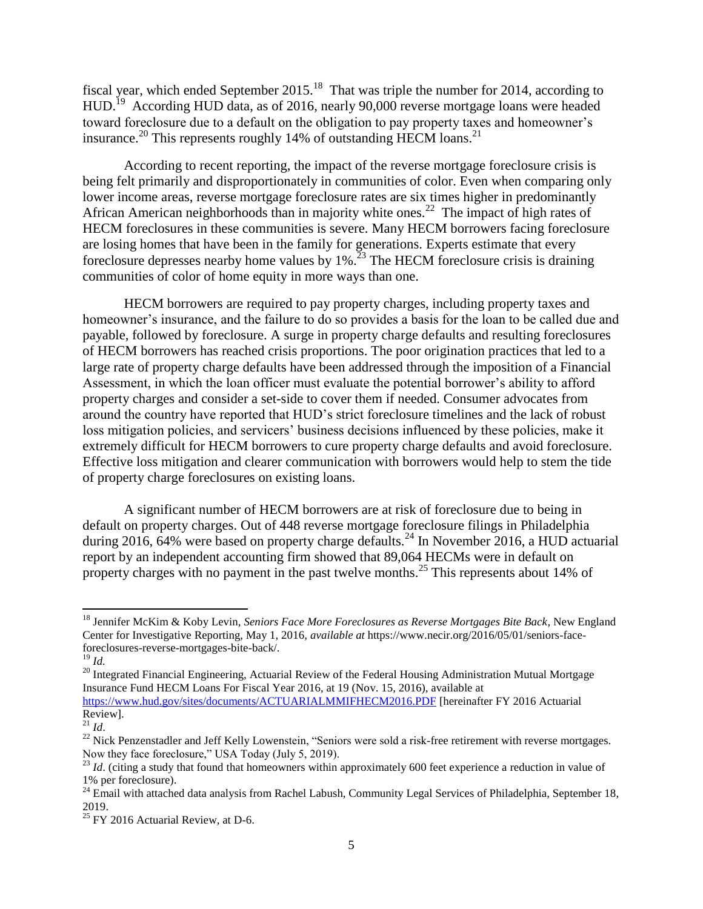fiscal year, which ended September 2015.[18] That was triple the number for 2014, according to HUD.[19] According HUD data, as of 2016, nearly 90,000 reverse mortgage loans were headed toward foreclosure due to a default on the obligation to pay property taxes and homeowner's insurance.[20] This represents roughly 14% of outstanding HECM loans.[21]

According to recent reporting, the impact of the reverse mortgage foreclosure crisis is being felt primarily and disproportionately in communities of color. Even when comparing only lower income areas, reverse mortgage foreclosure rates are six times higher in predominantly African American neighborhoods than in majority white ones.[22] The impact of high rates of HECM foreclosures in these communities is severe. Many HECM borrowers facing foreclosure are losing homes that have been in the family for generations. Experts estimate that every foreclosure depresses nearby home values by 1%.[23] The HECM foreclosure crisis is draining communities of color of home equity in more ways than one.

HECM borrowers are required to pay property charges, including property taxes and homeowner's insurance, and the failure to do so provides a basis for the loan to be called due and payable, followed by foreclosure. A surge in property charge defaults and resulting foreclosures of HECM borrowers has reached crisis proportions. The poor origination practices that led to a large rate of property charge defaults have been addressed through the imposition of a Financial Assessment, in which the loan officer must evaluate the potential borrower's ability to afford property charges and consider a set-side to cover them if needed. Consumer advocates from around the country have reported that HUD's strict foreclosure timelines and the lack of robust loss mitigation policies, and servicers' business decisions influenced by these policies, make it extremely difficult for HECM borrowers to cure property charge defaults and avoid foreclosure. Effective loss mitigation and clearer communication with borrowers would help to stem the tide of property charge foreclosures on existing loans.

A significant number of HECM borrowers are at risk of foreclosure due to being in default on property charges. Out of 448 reverse mortgage foreclosure filings in Philadelphia during 2016, 64% were based on property charge defaults.[24] In November 2016, a HUD actuarial report by an independent accounting firm showed that 89,064 HECMs were in default on property charges with no payment in the past twelve months.[25] This represents about 14% of

---

[18] Jennifer McKim & Koby Levin, *Seniors Face More Foreclosures as Reverse Mortgages Bite Back*, New England Center for Investigative Reporting, May 1, 2016, *available at* https://www.necir.org/2016/05/01/seniors-face-foreclosures-reverse-mortgages-bite-back/.

[19] *Id.*

[20] Integrated Financial Engineering, Actuarial Review of the Federal Housing Administration Mutual Mortgage Insurance Fund HECM Loans For Fiscal Year 2016, at 19 (Nov. 15, 2016), available at https://www.hud.gov/sites/documents/ACTUARIALMMIFHECM2016.PDF [hereinafter FY 2016 Actuarial Review].

[21] *Id*.

[22] Nick Penzenstadler and Jeff Kelly Lowenstein, "Seniors were sold a risk-free retirement with reverse mortgages. Now they face foreclosure," USA Today (July 5, 2019).

[23] *Id*. (citing a study that found that homeowners within approximately 600 feet experience a reduction in value of 1% per foreclosure).

[24] Email with attached data analysis from Rachel Labush, Community Legal Services of Philadelphia, September 18, 2019.

[25] FY 2016 Actuarial Review, at D-6.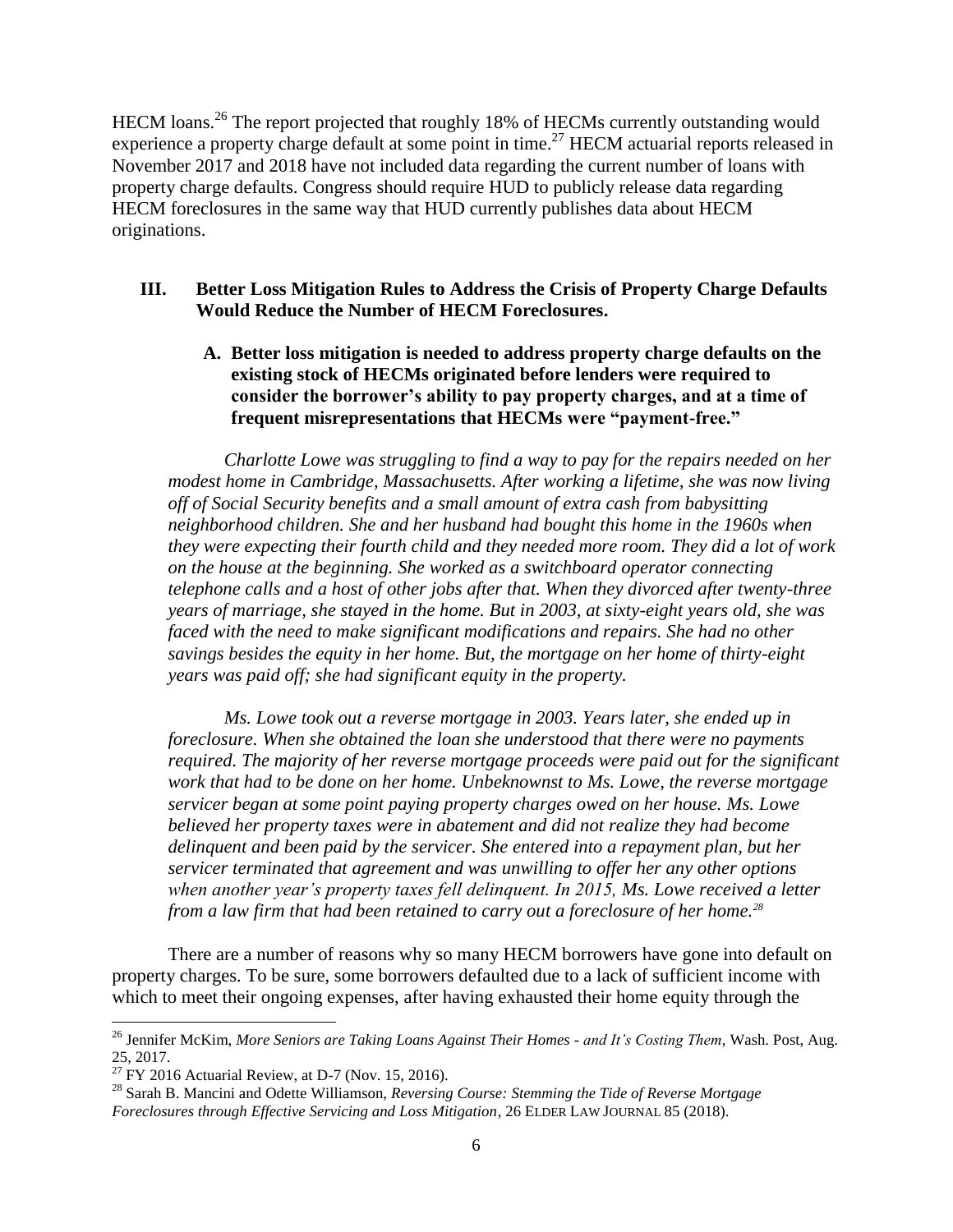HECM loans.[26] The report projected that roughly 18% of HECMs currently outstanding would experience a property charge default at some point in time.[27] HECM actuarial reports released in November 2017 and 2018 have not included data regarding the current number of loans with property charge defaults. Congress should require HUD to publicly release data regarding HECM foreclosures in the same way that HUD currently publishes data about HECM originations.

## III. Better Loss Mitigation Rules to Address the Crisis of Property Charge Defaults Would Reduce the Number of HECM Foreclosures.

### A. Better loss mitigation is needed to address property charge defaults on the existing stock of HECMs originated before lenders were required to consider the borrower's ability to pay property charges, and at a time of frequent misrepresentations that HECMs were "payment-free."

*Charlotte Lowe was struggling to find a way to pay for the repairs needed on her modest home in Cambridge, Massachusetts. After working a lifetime, she was now living off of Social Security benefits and a small amount of extra cash from babysitting neighborhood children. She and her husband had bought this home in the 1960s when they were expecting their fourth child and they needed more room. They did a lot of work on the house at the beginning. She worked as a switchboard operator connecting telephone calls and a host of other jobs after that. When they divorced after twenty-three years of marriage, she stayed in the home. But in 2003, at sixty-eight years old, she was faced with the need to make significant modifications and repairs. She had no other savings besides the equity in her home. But, the mortgage on her home of thirty-eight years was paid off; she had significant equity in the property.*

*Ms. Lowe took out a reverse mortgage in 2003. Years later, she ended up in foreclosure. When she obtained the loan she understood that there were no payments required. The majority of her reverse mortgage proceeds were paid out for the significant work that had to be done on her home. Unbeknownst to Ms. Lowe, the reverse mortgage servicer began at some point paying property charges owed on her house. Ms. Lowe believed her property taxes were in abatement and did not realize they had become delinquent and been paid by the servicer. She entered into a repayment plan, but her servicer terminated that agreement and was unwilling to offer her any other options when another year's property taxes fell delinquent. In 2015, Ms. Lowe received a letter from a law firm that had been retained to carry out a foreclosure of her home.*[28]

There are a number of reasons why so many HECM borrowers have gone into default on property charges. To be sure, some borrowers defaulted due to a lack of sufficient income with which to meet their ongoing expenses, after having exhausted their home equity through the

---

[26] Jennifer McKim, *More Seniors are Taking Loans Against Their Homes - and It's Costing Them*, Wash. Post, Aug. 25, 2017.

[27] FY 2016 Actuarial Review, at D-7 (Nov. 15, 2016).

[28] Sarah B. Mancini and Odette Williamson, *Reversing Course: Stemming the Tide of Reverse Mortgage Foreclosures through Effective Servicing and Loss Mitigation*, 26 ELDER LAW JOURNAL 85 (2018).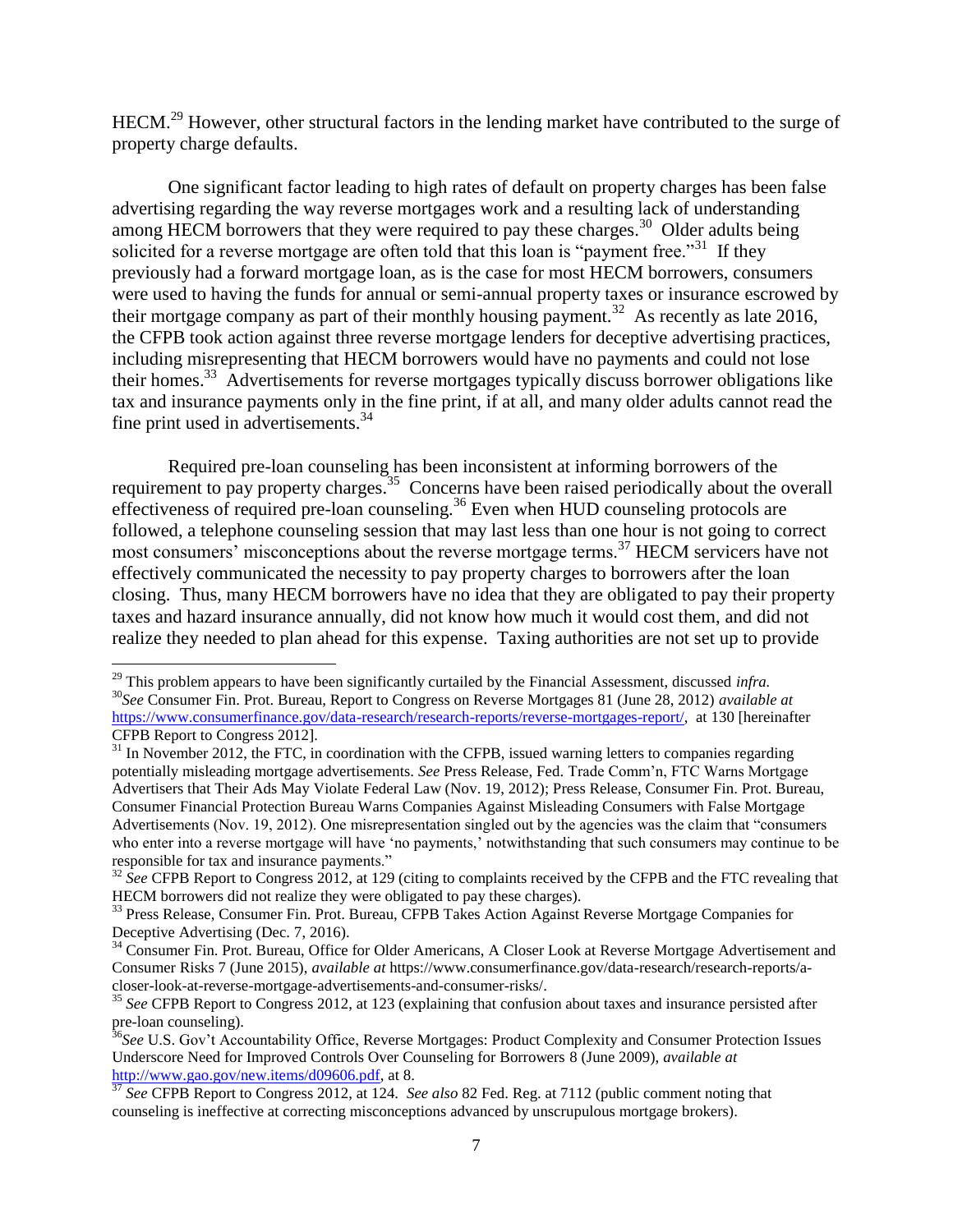HECM.[29] However, other structural factors in the lending market have contributed to the surge of property charge defaults.

One significant factor leading to high rates of default on property charges has been false advertising regarding the way reverse mortgages work and a resulting lack of understanding among HECM borrowers that they were required to pay these charges.[30] Older adults being solicited for a reverse mortgage are often told that this loan is "payment free."[31] If they previously had a forward mortgage loan, as is the case for most HECM borrowers, consumers were used to having the funds for annual or semi-annual property taxes or insurance escrowed by their mortgage company as part of their monthly housing payment.[32] As recently as late 2016, the CFPB took action against three reverse mortgage lenders for deceptive advertising practices, including misrepresenting that HECM borrowers would have no payments and could not lose their homes.[33] Advertisements for reverse mortgages typically discuss borrower obligations like tax and insurance payments only in the fine print, if at all, and many older adults cannot read the fine print used in advertisements.[34]

Required pre-loan counseling has been inconsistent at informing borrowers of the requirement to pay property charges.[35] Concerns have been raised periodically about the overall effectiveness of required pre-loan counseling.[36] Even when HUD counseling protocols are followed, a telephone counseling session that may last less than one hour is not going to correct most consumers' misconceptions about the reverse mortgage terms.[37] HECM servicers have not effectively communicated the necessity to pay property charges to borrowers after the loan closing. Thus, many HECM borrowers have no idea that they are obligated to pay their property taxes and hazard insurance annually, did not know how much it would cost them, and did not realize they needed to plan ahead for this expense. Taxing authorities are not set up to provide

---

[29] This problem appears to have been significantly curtailed by the Financial Assessment, discussed *infra.*

[30] *See* Consumer Fin. Prot. Bureau, Report to Congress on Reverse Mortgages 81 (June 28, 2012) *available at* https://www.consumerfinance.gov/data-research/research-reports/reverse-mortgages-report/, at 130 [hereinafter CFPB Report to Congress 2012].

[31] In November 2012, the FTC, in coordination with the CFPB, issued warning letters to companies regarding potentially misleading mortgage advertisements. *See* Press Release, Fed. Trade Comm'n, FTC Warns Mortgage Advertisers that Their Ads May Violate Federal Law (Nov. 19, 2012); Press Release, Consumer Fin. Prot. Bureau, Consumer Financial Protection Bureau Warns Companies Against Misleading Consumers with False Mortgage Advertisements (Nov. 19, 2012). One misrepresentation singled out by the agencies was the claim that "consumers who enter into a reverse mortgage will have 'no payments,' notwithstanding that such consumers may continue to be responsible for tax and insurance payments."

[32] *See* CFPB Report to Congress 2012, at 129 (citing to complaints received by the CFPB and the FTC revealing that HECM borrowers did not realize they were obligated to pay these charges).

[33] Press Release, Consumer Fin. Prot. Bureau, CFPB Takes Action Against Reverse Mortgage Companies for Deceptive Advertising (Dec. 7, 2016).

[34] Consumer Fin. Prot. Bureau, Office for Older Americans, A Closer Look at Reverse Mortgage Advertisement and Consumer Risks 7 (June 2015), *available at* https://www.consumerfinance.gov/data-research/research-reports/a-closer-look-at-reverse-mortgage-advertisements-and-consumer-risks/.

[35] *See* CFPB Report to Congress 2012, at 123 (explaining that confusion about taxes and insurance persisted after pre-loan counseling).

[36] *See* U.S. Gov't Accountability Office, Reverse Mortgages: Product Complexity and Consumer Protection Issues Underscore Need for Improved Controls Over Counseling for Borrowers 8 (June 2009), *available at* http://www.gao.gov/new.items/d09606.pdf, at 8.

[37] *See* CFPB Report to Congress 2012, at 124. *See also* 82 Fed. Reg. at 7112 (public comment noting that counseling is ineffective at correcting misconceptions advanced by unscrupulous mortgage brokers).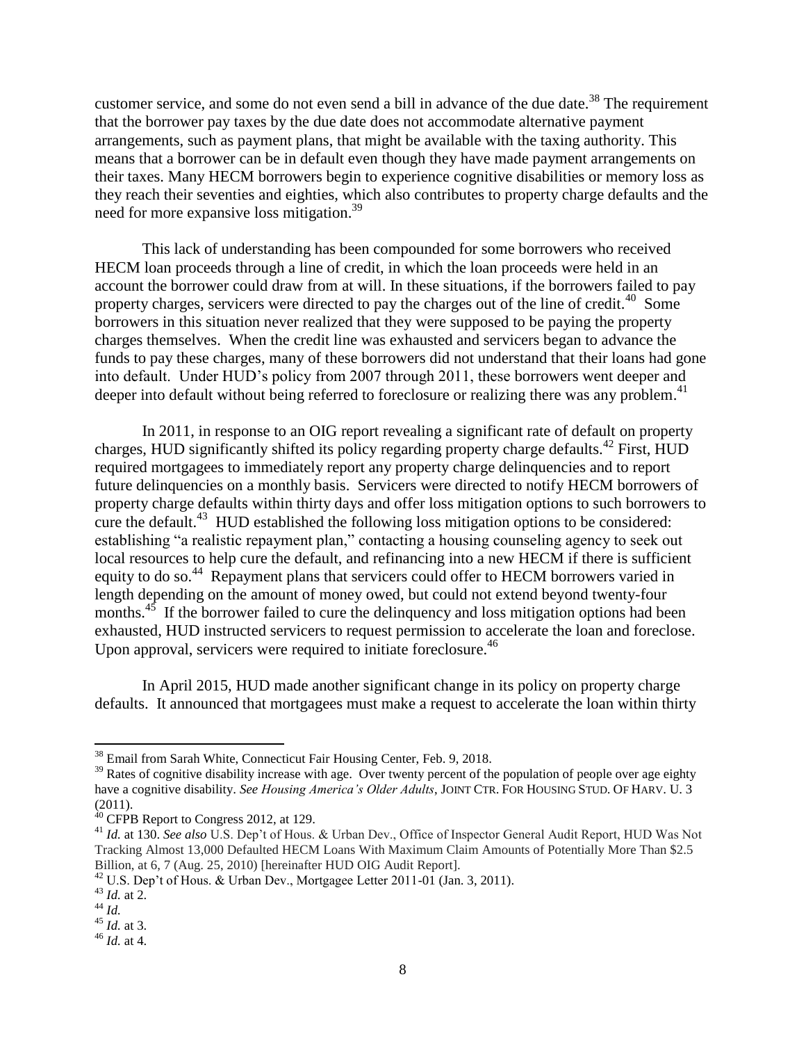customer service, and some do not even send a bill in advance of the due date.[38] The requirement that the borrower pay taxes by the due date does not accommodate alternative payment arrangements, such as payment plans, that might be available with the taxing authority. This means that a borrower can be in default even though they have made payment arrangements on their taxes. Many HECM borrowers begin to experience cognitive disabilities or memory loss as they reach their seventies and eighties, which also contributes to property charge defaults and the need for more expansive loss mitigation.[39]

This lack of understanding has been compounded for some borrowers who received HECM loan proceeds through a line of credit, in which the loan proceeds were held in an account the borrower could draw from at will. In these situations, if the borrowers failed to pay property charges, servicers were directed to pay the charges out of the line of credit.[40] Some borrowers in this situation never realized that they were supposed to be paying the property charges themselves. When the credit line was exhausted and servicers began to advance the funds to pay these charges, many of these borrowers did not understand that their loans had gone into default. Under HUD's policy from 2007 through 2011, these borrowers went deeper and deeper into default without being referred to foreclosure or realizing there was any problem.[41]

In 2011, in response to an OIG report revealing a significant rate of default on property charges, HUD significantly shifted its policy regarding property charge defaults.[42] First, HUD required mortgagees to immediately report any property charge delinquencies and to report future delinquencies on a monthly basis. Servicers were directed to notify HECM borrowers of property charge defaults within thirty days and offer loss mitigation options to such borrowers to cure the default.[43] HUD established the following loss mitigation options to be considered: establishing "a realistic repayment plan," contacting a housing counseling agency to seek out local resources to help cure the default, and refinancing into a new HECM if there is sufficient equity to do so.[44] Repayment plans that servicers could offer to HECM borrowers varied in length depending on the amount of money owed, but could not extend beyond twenty-four months.[45] If the borrower failed to cure the delinquency and loss mitigation options had been exhausted, HUD instructed servicers to request permission to accelerate the loan and foreclose. Upon approval, servicers were required to initiate foreclosure.[46]

In April 2015, HUD made another significant change in its policy on property charge defaults. It announced that mortgagees must make a request to accelerate the loan within thirty

---

[38] Email from Sarah White, Connecticut Fair Housing Center, Feb. 9, 2018.

[39] Rates of cognitive disability increase with age. Over twenty percent of the population of people over age eighty have a cognitive disability. *See Housing America's Older Adults*, JOINT CTR. FOR HOUSING STUD. OF HARV. U. 3 (2011).

[40] CFPB Report to Congress 2012, at 129.

[41] *Id.* at 130. *See also* U.S. Dep't of Hous. & Urban Dev., Office of Inspector General Audit Report, HUD Was Not Tracking Almost 13,000 Defaulted HECM Loans With Maximum Claim Amounts of Potentially More Than $2.5 Billion, at 6, 7 (Aug. 25, 2010) [hereinafter HUD OIG Audit Report].

[42] U.S. Dep't of Hous. & Urban Dev., Mortgagee Letter 2011-01 (Jan. 3, 2011).

[43] *Id.* at 2.

[44] *Id.*

[45] *Id.* at 3.

[46] *Id.* at 4.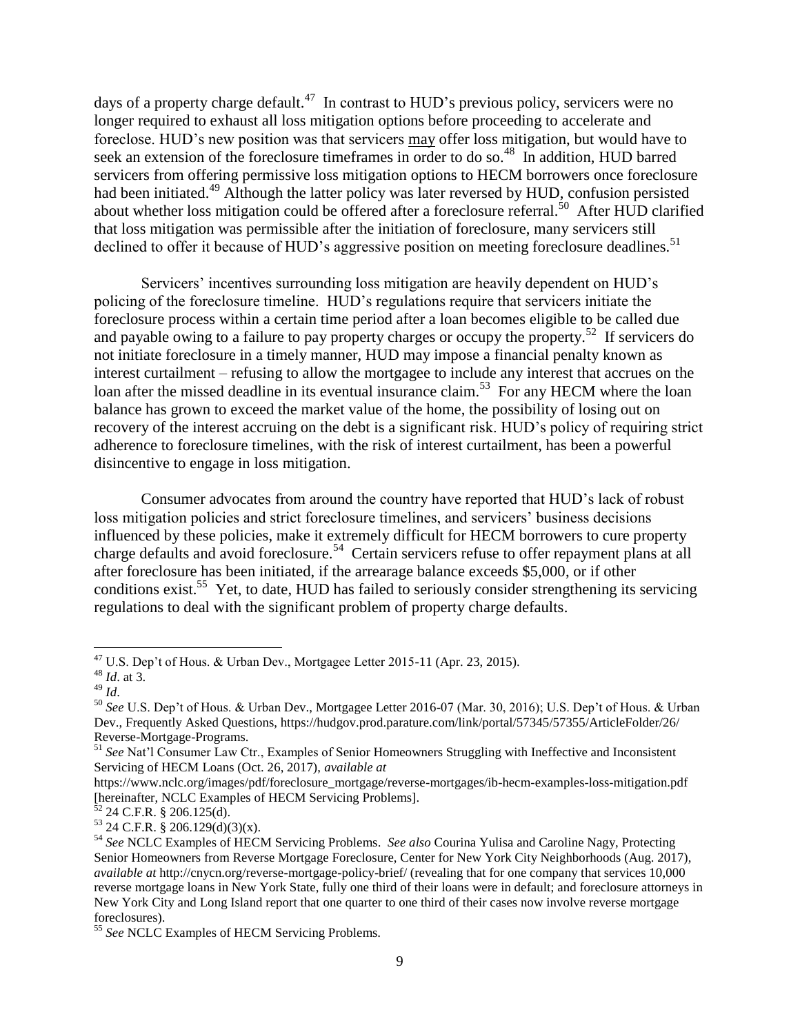days of a property charge default.[47] In contrast to HUD's previous policy, servicers were no longer required to exhaust all loss mitigation options before proceeding to accelerate and foreclose. HUD's new position was that servicers may offer loss mitigation, but would have to seek an extension of the foreclosure timeframes in order to do so.[48] In addition, HUD barred servicers from offering permissive loss mitigation options to HECM borrowers once foreclosure had been initiated.[49] Although the latter policy was later reversed by HUD, confusion persisted about whether loss mitigation could be offered after a foreclosure referral.[50] After HUD clarified that loss mitigation was permissible after the initiation of foreclosure, many servicers still declined to offer it because of HUD's aggressive position on meeting foreclosure deadlines.[51]

Servicers' incentives surrounding loss mitigation are heavily dependent on HUD's policing of the foreclosure timeline. HUD's regulations require that servicers initiate the foreclosure process within a certain time period after a loan becomes eligible to be called due and payable owing to a failure to pay property charges or occupy the property.[52] If servicers do not initiate foreclosure in a timely manner, HUD may impose a financial penalty known as interest curtailment – refusing to allow the mortgagee to include any interest that accrues on the loan after the missed deadline in its eventual insurance claim.[53] For any HECM where the loan balance has grown to exceed the market value of the home, the possibility of losing out on recovery of the interest accruing on the debt is a significant risk. HUD's policy of requiring strict adherence to foreclosure timelines, with the risk of interest curtailment, has been a powerful disincentive to engage in loss mitigation.

Consumer advocates from around the country have reported that HUD's lack of robust loss mitigation policies and strict foreclosure timelines, and servicers' business decisions influenced by these policies, make it extremely difficult for HECM borrowers to cure property charge defaults and avoid foreclosure.[54] Certain servicers refuse to offer repayment plans at all after foreclosure has been initiated, if the arrearage balance exceeds $5,000, or if other conditions exist.[55] Yet, to date, HUD has failed to seriously consider strengthening its servicing regulations to deal with the significant problem of property charge defaults.

---

[47] U.S. Dep't of Hous. & Urban Dev., Mortgagee Letter 2015-11 (Apr. 23, 2015).

[48] *Id*. at 3.

[49] *Id*.

[50] *See* U.S. Dep't of Hous. & Urban Dev., Mortgagee Letter 2016-07 (Mar. 30, 2016); U.S. Dep't of Hous. & Urban Dev., Frequently Asked Questions, https://hudgov.prod.parature.com/link/portal/57345/57355/ArticleFolder/26/Reverse-Mortgage-Programs.

[51] *See* Nat'l Consumer Law Ctr., Examples of Senior Homeowners Struggling with Ineffective and Inconsistent Servicing of HECM Loans (Oct. 26, 2017), *available at* https://www.nclc.org/images/pdf/foreclosure_mortgage/reverse-mortgages/ib-hecm-examples-loss-mitigation.pdf [hereinafter, NCLC Examples of HECM Servicing Problems].

[52] 24 C.F.R. § 206.125(d).

[53] 24 C.F.R. § 206.129(d)(3)(x).

[54] *See* NCLC Examples of HECM Servicing Problems. *See also* Courina Yulisa and Caroline Nagy, Protecting Senior Homeowners from Reverse Mortgage Foreclosure, Center for New York City Neighborhoods (Aug. 2017), *available at* http://cnycn.org/reverse-mortgage-policy-brief/ (revealing that for one company that services 10,000 reverse mortgage loans in New York State, fully one third of their loans were in default; and foreclosure attorneys in New York City and Long Island report that one quarter to one third of their cases now involve reverse mortgage foreclosures).

[55] *See* NCLC Examples of HECM Servicing Problems.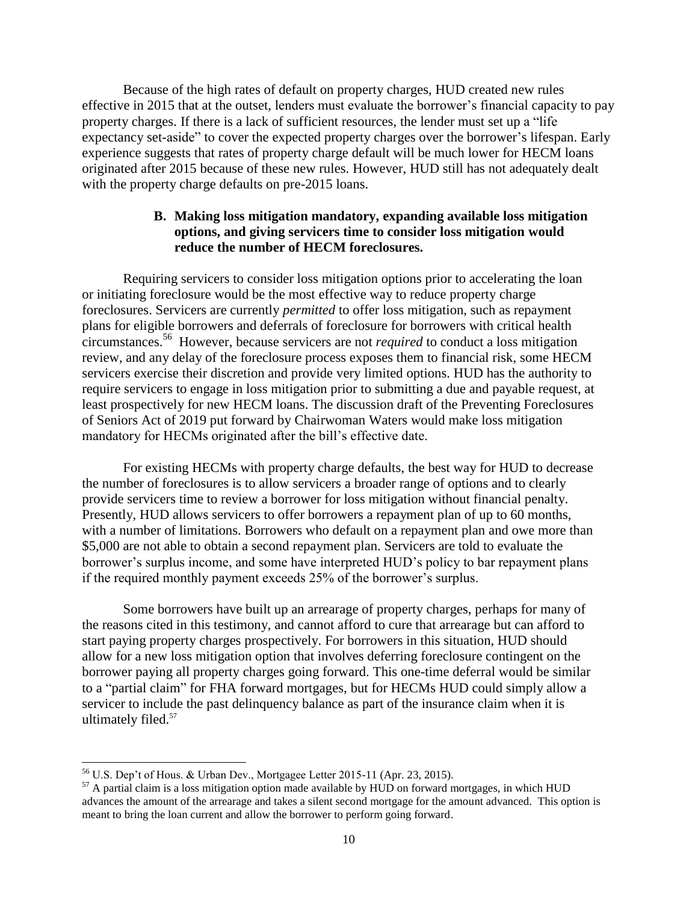Because of the high rates of default on property charges, HUD created new rules effective in 2015 that at the outset, lenders must evaluate the borrower's financial capacity to pay property charges. If there is a lack of sufficient resources, the lender must set up a "life expectancy set-aside" to cover the expected property charges over the borrower's lifespan. Early experience suggests that rates of property charge default will be much lower for HECM loans originated after 2015 because of these new rules. However, HUD still has not adequately dealt with the property charge defaults on pre-2015 loans.

### B. Making loss mitigation mandatory, expanding available loss mitigation options, and giving servicers time to consider loss mitigation would reduce the number of HECM foreclosures.

Requiring servicers to consider loss mitigation options prior to accelerating the loan or initiating foreclosure would be the most effective way to reduce property charge foreclosures. Servicers are currently *permitted* to offer loss mitigation, such as repayment plans for eligible borrowers and deferrals of foreclosure for borrowers with critical health circumstances.[56] However, because servicers are not *required* to conduct a loss mitigation review, and any delay of the foreclosure process exposes them to financial risk, some HECM servicers exercise their discretion and provide very limited options. HUD has the authority to require servicers to engage in loss mitigation prior to submitting a due and payable request, at least prospectively for new HECM loans. The discussion draft of the Preventing Foreclosures of Seniors Act of 2019 put forward by Chairwoman Waters would make loss mitigation mandatory for HECMs originated after the bill's effective date.

For existing HECMs with property charge defaults, the best way for HUD to decrease the number of foreclosures is to allow servicers a broader range of options and to clearly provide servicers time to review a borrower for loss mitigation without financial penalty. Presently, HUD allows servicers to offer borrowers a repayment plan of up to 60 months, with a number of limitations. Borrowers who default on a repayment plan and owe more than $5,000 are not able to obtain a second repayment plan. Servicers are told to evaluate the borrower's surplus income, and some have interpreted HUD's policy to bar repayment plans if the required monthly payment exceeds 25% of the borrower's surplus.

Some borrowers have built up an arrearage of property charges, perhaps for many of the reasons cited in this testimony, and cannot afford to cure that arrearage but can afford to start paying property charges prospectively. For borrowers in this situation, HUD should allow for a new loss mitigation option that involves deferring foreclosure contingent on the borrower paying all property charges going forward. This one-time deferral would be similar to a "partial claim" for FHA forward mortgages, but for HECMs HUD could simply allow a servicer to include the past delinquency balance as part of the insurance claim when it is ultimately filed.[57]

---

[56] U.S. Dep't of Hous. & Urban Dev., Mortgagee Letter 2015-11 (Apr. 23, 2015).

[57] A partial claim is a loss mitigation option made available by HUD on forward mortgages, in which HUD advances the amount of the arrearage and takes a silent second mortgage for the amount advanced. This option is meant to bring the loan current and allow the borrower to perform going forward.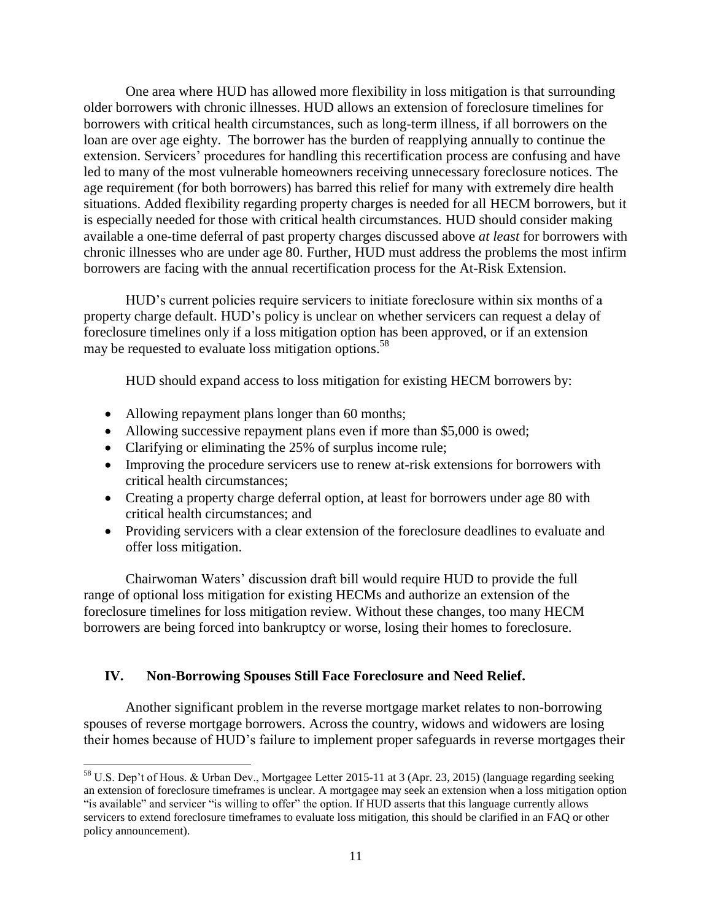One area where HUD has allowed more flexibility in loss mitigation is that surrounding older borrowers with chronic illnesses. HUD allows an extension of foreclosure timelines for borrowers with critical health circumstances, such as long-term illness, if all borrowers on the loan are over age eighty. The borrower has the burden of reapplying annually to continue the extension. Servicers' procedures for handling this recertification process are confusing and have led to many of the most vulnerable homeowners receiving unnecessary foreclosure notices. The age requirement (for both borrowers) has barred this relief for many with extremely dire health situations. Added flexibility regarding property charges is needed for all HECM borrowers, but it is especially needed for those with critical health circumstances. HUD should consider making available a one-time deferral of past property charges discussed above *at least* for borrowers with chronic illnesses who are under age 80. Further, HUD must address the problems the most infirm borrowers are facing with the annual recertification process for the At-Risk Extension.

HUD's current policies require servicers to initiate foreclosure within six months of a property charge default. HUD's policy is unclear on whether servicers can request a delay of foreclosure timelines only if a loss mitigation option has been approved, or if an extension may be requested to evaluate loss mitigation options.[58]

HUD should expand access to loss mitigation for existing HECM borrowers by:

- Allowing repayment plans longer than 60 months;
- Allowing successive repayment plans even if more than $5,000 is owed;
- Clarifying or eliminating the 25% of surplus income rule;
- Improving the procedure servicers use to renew at-risk extensions for borrowers with critical health circumstances;
- Creating a property charge deferral option, at least for borrowers under age 80 with critical health circumstances; and
- Providing servicers with a clear extension of the foreclosure deadlines to evaluate and offer loss mitigation.

Chairwoman Waters' discussion draft bill would require HUD to provide the full range of optional loss mitigation for existing HECMs and authorize an extension of the foreclosure timelines for loss mitigation review. Without these changes, too many HECM borrowers are being forced into bankruptcy or worse, losing their homes to foreclosure.

## IV. Non-Borrowing Spouses Still Face Foreclosure and Need Relief.

Another significant problem in the reverse mortgage market relates to non-borrowing spouses of reverse mortgage borrowers. Across the country, widows and widowers are losing their homes because of HUD's failure to implement proper safeguards in reverse mortgages their

---

[58] U.S. Dep't of Hous. & Urban Dev., Mortgagee Letter 2015-11 at 3 (Apr. 23, 2015) (language regarding seeking an extension of foreclosure timeframes is unclear. A mortgagee may seek an extension when a loss mitigation option "is available" and servicer "is willing to offer" the option. If HUD asserts that this language currently allows servicers to extend foreclosure timeframes to evaluate loss mitigation, this should be clarified in an FAQ or other policy announcement).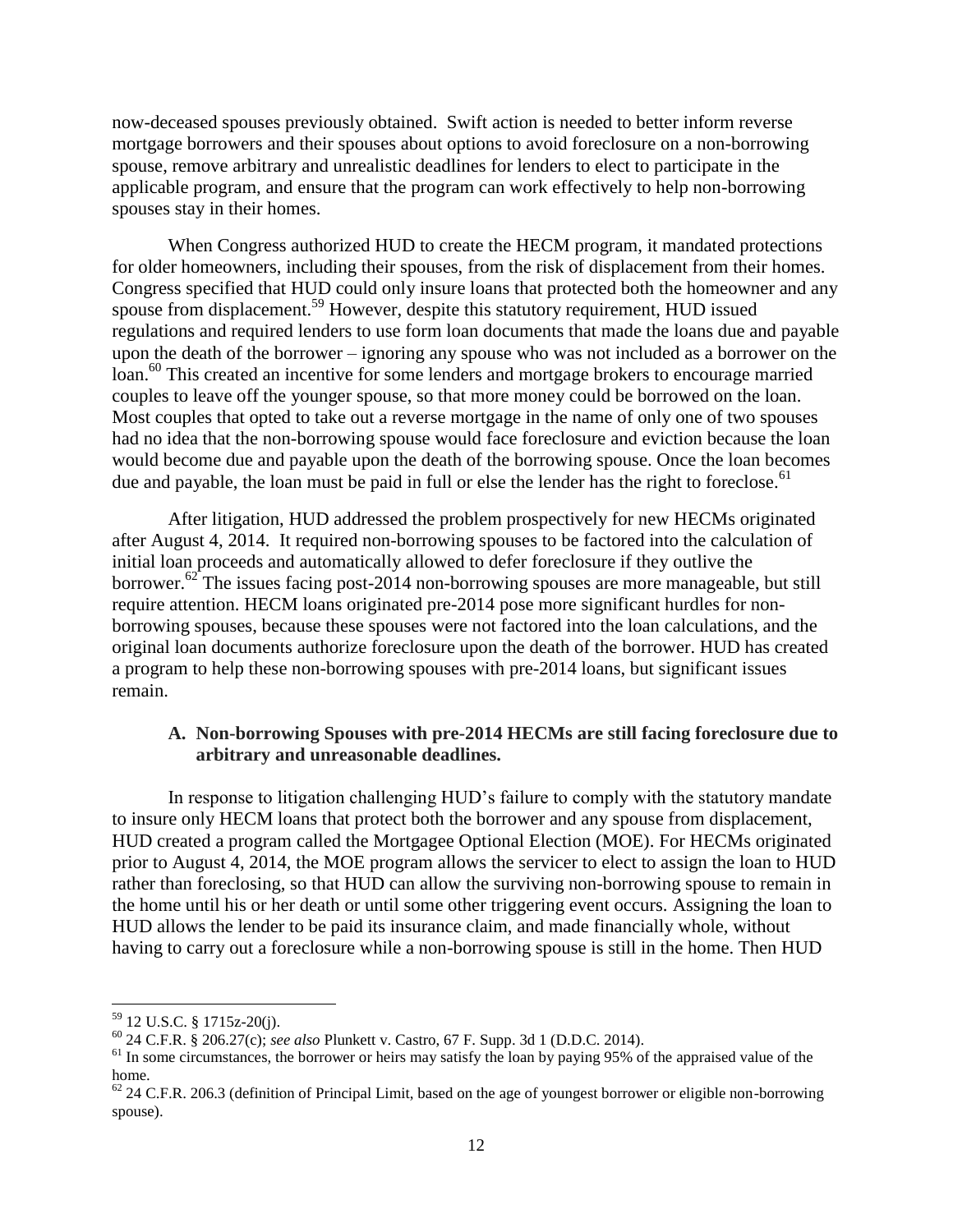now-deceased spouses previously obtained. Swift action is needed to better inform reverse mortgage borrowers and their spouses about options to avoid foreclosure on a non-borrowing spouse, remove arbitrary and unrealistic deadlines for lenders to elect to participate in the applicable program, and ensure that the program can work effectively to help non-borrowing spouses stay in their homes.

When Congress authorized HUD to create the HECM program, it mandated protections for older homeowners, including their spouses, from the risk of displacement from their homes. Congress specified that HUD could only insure loans that protected both the homeowner and any spouse from displacement.[59] However, despite this statutory requirement, HUD issued regulations and required lenders to use form loan documents that made the loans due and payable upon the death of the borrower – ignoring any spouse who was not included as a borrower on the loan.[60] This created an incentive for some lenders and mortgage brokers to encourage married couples to leave off the younger spouse, so that more money could be borrowed on the loan. Most couples that opted to take out a reverse mortgage in the name of only one of two spouses had no idea that the non-borrowing spouse would face foreclosure and eviction because the loan would become due and payable upon the death of the borrowing spouse. Once the loan becomes due and payable, the loan must be paid in full or else the lender has the right to foreclose.[61]

After litigation, HUD addressed the problem prospectively for new HECMs originated after August 4, 2014. It required non-borrowing spouses to be factored into the calculation of initial loan proceeds and automatically allowed to defer foreclosure if they outlive the borrower.[62] The issues facing post-2014 non-borrowing spouses are more manageable, but still require attention. HECM loans originated pre-2014 pose more significant hurdles for non-borrowing spouses, because these spouses were not factored into the loan calculations, and the original loan documents authorize foreclosure upon the death of the borrower. HUD has created a program to help these non-borrowing spouses with pre-2014 loans, but significant issues remain.

### A. Non-borrowing Spouses with pre-2014 HECMs are still facing foreclosure due to arbitrary and unreasonable deadlines.

In response to litigation challenging HUD's failure to comply with the statutory mandate to insure only HECM loans that protect both the borrower and any spouse from displacement, HUD created a program called the Mortgagee Optional Election (MOE). For HECMs originated prior to August 4, 2014, the MOE program allows the servicer to elect to assign the loan to HUD rather than foreclosing, so that HUD can allow the surviving non-borrowing spouse to remain in the home until his or her death or until some other triggering event occurs. Assigning the loan to HUD allows the lender to be paid its insurance claim, and made financially whole, without having to carry out a foreclosure while a non-borrowing spouse is still in the home. Then HUD

---

[59] 12 U.S.C. § 1715z-20(j).

[60] 24 C.F.R. § 206.27(c); *see also* Plunkett v. Castro, 67 F. Supp. 3d 1 (D.D.C. 2014).

[61] In some circumstances, the borrower or heirs may satisfy the loan by paying 95% of the appraised value of the home.

[62] 24 C.F.R. 206.3 (definition of Principal Limit, based on the age of youngest borrower or eligible non-borrowing spouse).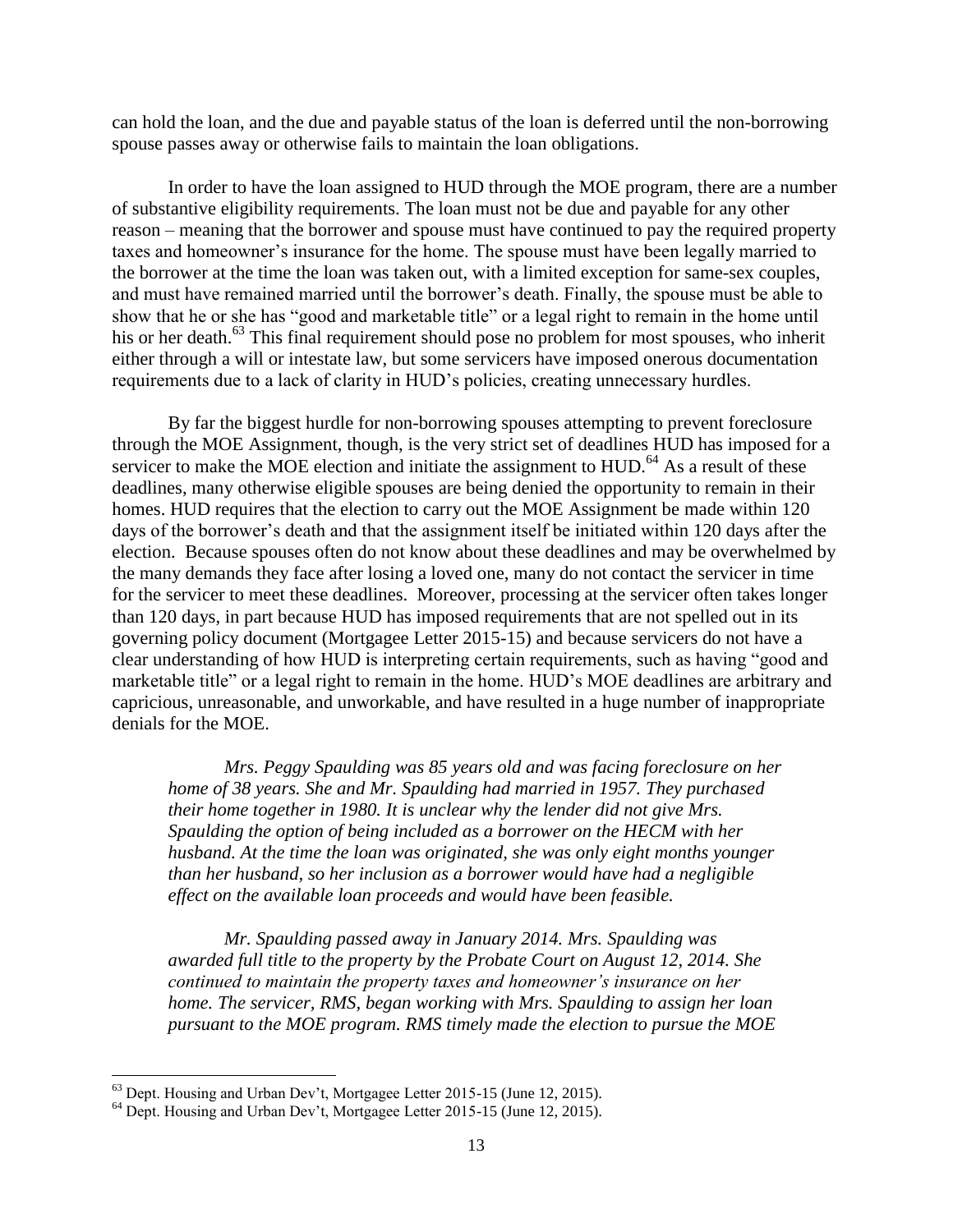can hold the loan, and the due and payable status of the loan is deferred until the non-borrowing spouse passes away or otherwise fails to maintain the loan obligations.

In order to have the loan assigned to HUD through the MOE program, there are a number of substantive eligibility requirements. The loan must not be due and payable for any other reason – meaning that the borrower and spouse must have continued to pay the required property taxes and homeowner's insurance for the home. The spouse must have been legally married to the borrower at the time the loan was taken out, with a limited exception for same-sex couples, and must have remained married until the borrower's death. Finally, the spouse must be able to show that he or she has "good and marketable title" or a legal right to remain in the home until his or her death.[63] This final requirement should pose no problem for most spouses, who inherit either through a will or intestate law, but some servicers have imposed onerous documentation requirements due to a lack of clarity in HUD's policies, creating unnecessary hurdles.

By far the biggest hurdle for non-borrowing spouses attempting to prevent foreclosure through the MOE Assignment, though, is the very strict set of deadlines HUD has imposed for a servicer to make the MOE election and initiate the assignment to HUD.[64] As a result of these deadlines, many otherwise eligible spouses are being denied the opportunity to remain in their homes. HUD requires that the election to carry out the MOE Assignment be made within 120 days of the borrower's death and that the assignment itself be initiated within 120 days after the election. Because spouses often do not know about these deadlines and may be overwhelmed by the many demands they face after losing a loved one, many do not contact the servicer in time for the servicer to meet these deadlines. Moreover, processing at the servicer often takes longer than 120 days, in part because HUD has imposed requirements that are not spelled out in its governing policy document (Mortgagee Letter 2015-15) and because servicers do not have a clear understanding of how HUD is interpreting certain requirements, such as having "good and marketable title" or a legal right to remain in the home. HUD's MOE deadlines are arbitrary and capricious, unreasonable, and unworkable, and have resulted in a huge number of inappropriate denials for the MOE.

*Mrs. Peggy Spaulding was 85 years old and was facing foreclosure on her home of 38 years. She and Mr. Spaulding had married in 1957. They purchased their home together in 1980. It is unclear why the lender did not give Mrs. Spaulding the option of being included as a borrower on the HECM with her husband. At the time the loan was originated, she was only eight months younger than her husband, so her inclusion as a borrower would have had a negligible effect on the available loan proceeds and would have been feasible.*

*Mr. Spaulding passed away in January 2014. Mrs. Spaulding was awarded full title to the property by the Probate Court on August 12, 2014. She continued to maintain the property taxes and homeowner's insurance on her home. The servicer, RMS, began working with Mrs. Spaulding to assign her loan pursuant to the MOE program. RMS timely made the election to pursue the MOE*

---

[63] Dept. Housing and Urban Dev't, Mortgagee Letter 2015-15 (June 12, 2015).

[64] Dept. Housing and Urban Dev't, Mortgagee Letter 2015-15 (June 12, 2015).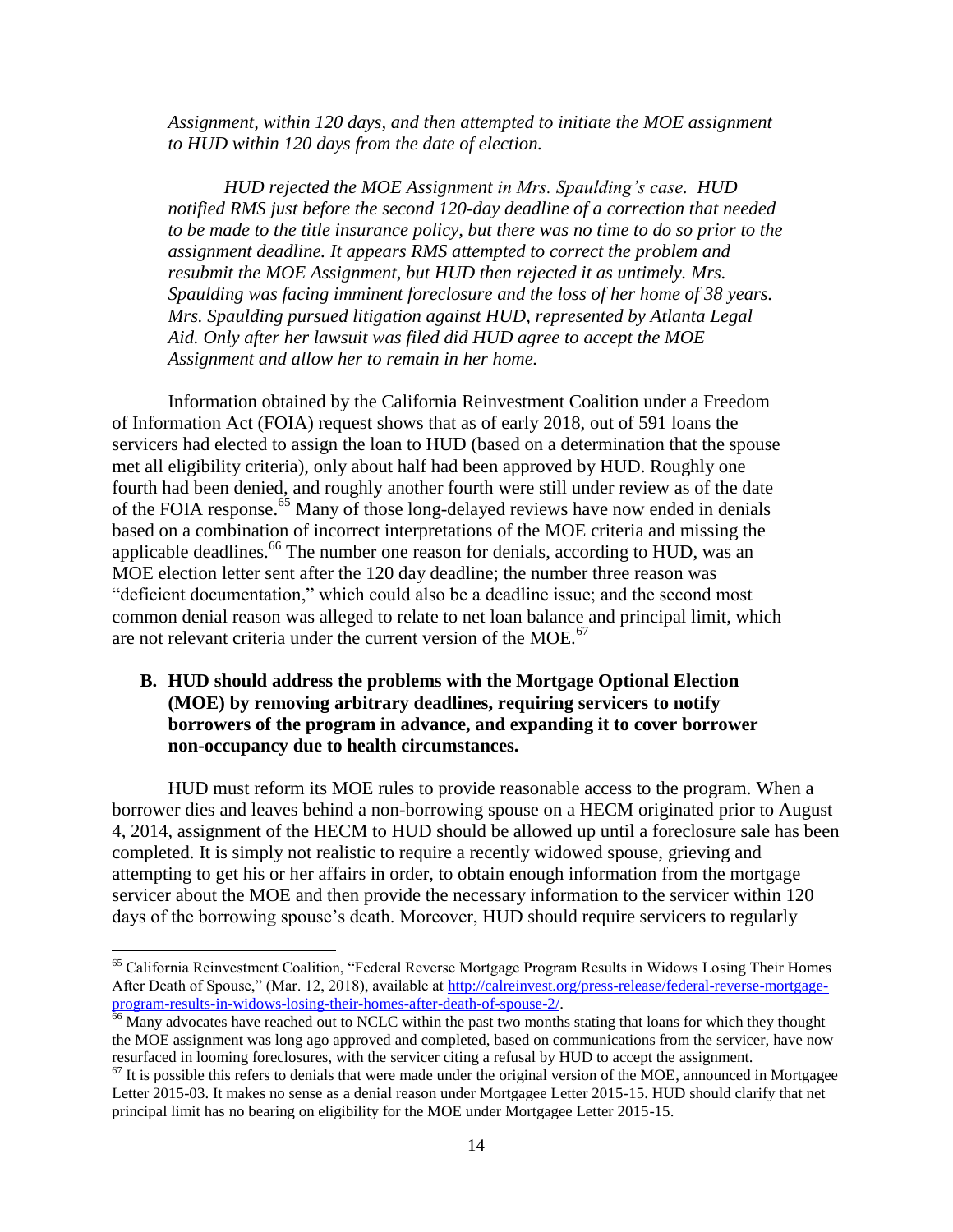*Assignment, within 120 days, and then attempted to initiate the MOE assignment to HUD within 120 days from the date of election.*

*HUD rejected the MOE Assignment in Mrs. Spaulding's case. HUD notified RMS just before the second 120-day deadline of a correction that needed to be made to the title insurance policy, but there was no time to do so prior to the assignment deadline. It appears RMS attempted to correct the problem and resubmit the MOE Assignment, but HUD then rejected it as untimely. Mrs. Spaulding was facing imminent foreclosure and the loss of her home of 38 years. Mrs. Spaulding pursued litigation against HUD, represented by Atlanta Legal Aid. Only after her lawsuit was filed did HUD agree to accept the MOE Assignment and allow her to remain in her home.*

Information obtained by the California Reinvestment Coalition under a Freedom of Information Act (FOIA) request shows that as of early 2018, out of 591 loans the servicers had elected to assign the loan to HUD (based on a determination that the spouse met all eligibility criteria), only about half had been approved by HUD. Roughly one fourth had been denied, and roughly another fourth were still under review as of the date of the FOIA response.[65] Many of those long-delayed reviews have now ended in denials based on a combination of incorrect interpretations of the MOE criteria and missing the applicable deadlines.[66] The number one reason for denials, according to HUD, was an MOE election letter sent after the 120 day deadline; the number three reason was "deficient documentation," which could also be a deadline issue; and the second most common denial reason was alleged to relate to net loan balance and principal limit, which are not relevant criteria under the current version of the MOE.[67]

### B. HUD should address the problems with the Mortgage Optional Election (MOE) by removing arbitrary deadlines, requiring servicers to notify borrowers of the program in advance, and expanding it to cover borrower non-occupancy due to health circumstances.

HUD must reform its MOE rules to provide reasonable access to the program. When a borrower dies and leaves behind a non-borrowing spouse on a HECM originated prior to August 4, 2014, assignment of the HECM to HUD should be allowed up until a foreclosure sale has been completed. It is simply not realistic to require a recently widowed spouse, grieving and attempting to get his or her affairs in order, to obtain enough information from the mortgage servicer about the MOE and then provide the necessary information to the servicer within 120 days of the borrowing spouse's death. Moreover, HUD should require servicers to regularly

---

[65] California Reinvestment Coalition, "Federal Reverse Mortgage Program Results in Widows Losing Their Homes After Death of Spouse," (Mar. 12, 2018), available at http://calreinvest.org/press-release/federal-reverse-mortgage-program-results-in-widows-losing-their-homes-after-death-of-spouse-2/.

[66] Many advocates have reached out to NCLC within the past two months stating that loans for which they thought the MOE assignment was long ago approved and completed, based on communications from the servicer, have now resurfaced in looming foreclosures, with the servicer citing a refusal by HUD to accept the assignment.

[67] It is possible this refers to denials that were made under the original version of the MOE, announced in Mortgagee Letter 2015-03. It makes no sense as a denial reason under Mortgagee Letter 2015-15. HUD should clarify that net principal limit has no bearing on eligibility for the MOE under Mortgagee Letter 2015-15.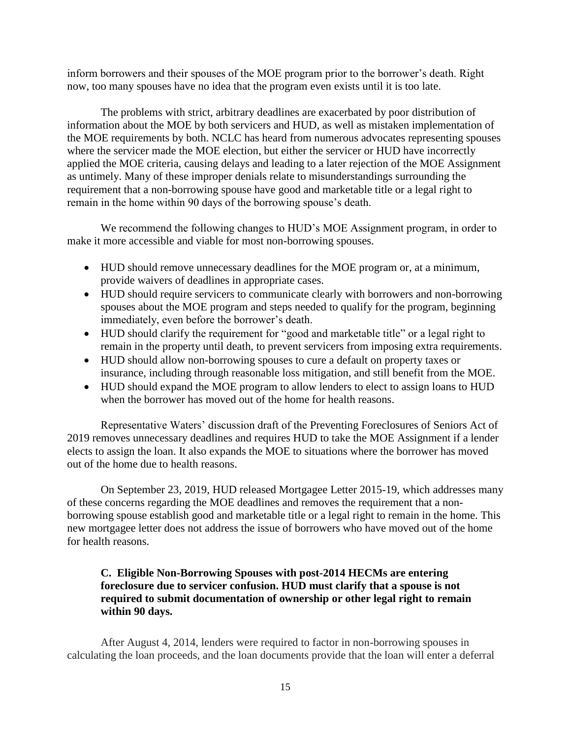inform borrowers and their spouses of the MOE program prior to the borrower's death. Right now, too many spouses have no idea that the program even exists until it is too late.

The problems with strict, arbitrary deadlines are exacerbated by poor distribution of information about the MOE by both servicers and HUD, as well as mistaken implementation of the MOE requirements by both. NCLC has heard from numerous advocates representing spouses where the servicer made the MOE election, but either the servicer or HUD have incorrectly applied the MOE criteria, causing delays and leading to a later rejection of the MOE Assignment as untimely. Many of these improper denials relate to misunderstandings surrounding the requirement that a non-borrowing spouse have good and marketable title or a legal right to remain in the home within 90 days of the borrowing spouse's death.

We recommend the following changes to HUD's MOE Assignment program, in order to make it more accessible and viable for most non-borrowing spouses.

- HUD should remove unnecessary deadlines for the MOE program or, at a minimum, provide waivers of deadlines in appropriate cases.
- HUD should require servicers to communicate clearly with borrowers and non-borrowing spouses about the MOE program and steps needed to qualify for the program, beginning immediately, even before the borrower's death.
- HUD should clarify the requirement for "good and marketable title" or a legal right to remain in the property until death, to prevent servicers from imposing extra requirements.
- HUD should allow non-borrowing spouses to cure a default on property taxes or insurance, including through reasonable loss mitigation, and still benefit from the MOE.
- HUD should expand the MOE program to allow lenders to elect to assign loans to HUD when the borrower has moved out of the home for health reasons.

Representative Waters' discussion draft of the Preventing Foreclosures of Seniors Act of 2019 removes unnecessary deadlines and requires HUD to take the MOE Assignment if a lender elects to assign the loan. It also expands the MOE to situations where the borrower has moved out of the home due to health reasons.

On September 23, 2019, HUD released Mortgagee Letter 2015-19, which addresses many of these concerns regarding the MOE deadlines and removes the requirement that a non-borrowing spouse establish good and marketable title or a legal right to remain in the home. This new mortgagee letter does not address the issue of borrowers who have moved out of the home for health reasons.

### C. Eligible Non-Borrowing Spouses with post-2014 HECMs are entering foreclosure due to servicer confusion. HUD must clarify that a spouse is not required to submit documentation of ownership or other legal right to remain within 90 days.

After August 4, 2014, lenders were required to factor in non-borrowing spouses in calculating the loan proceeds, and the loan documents provide that the loan will enter a deferral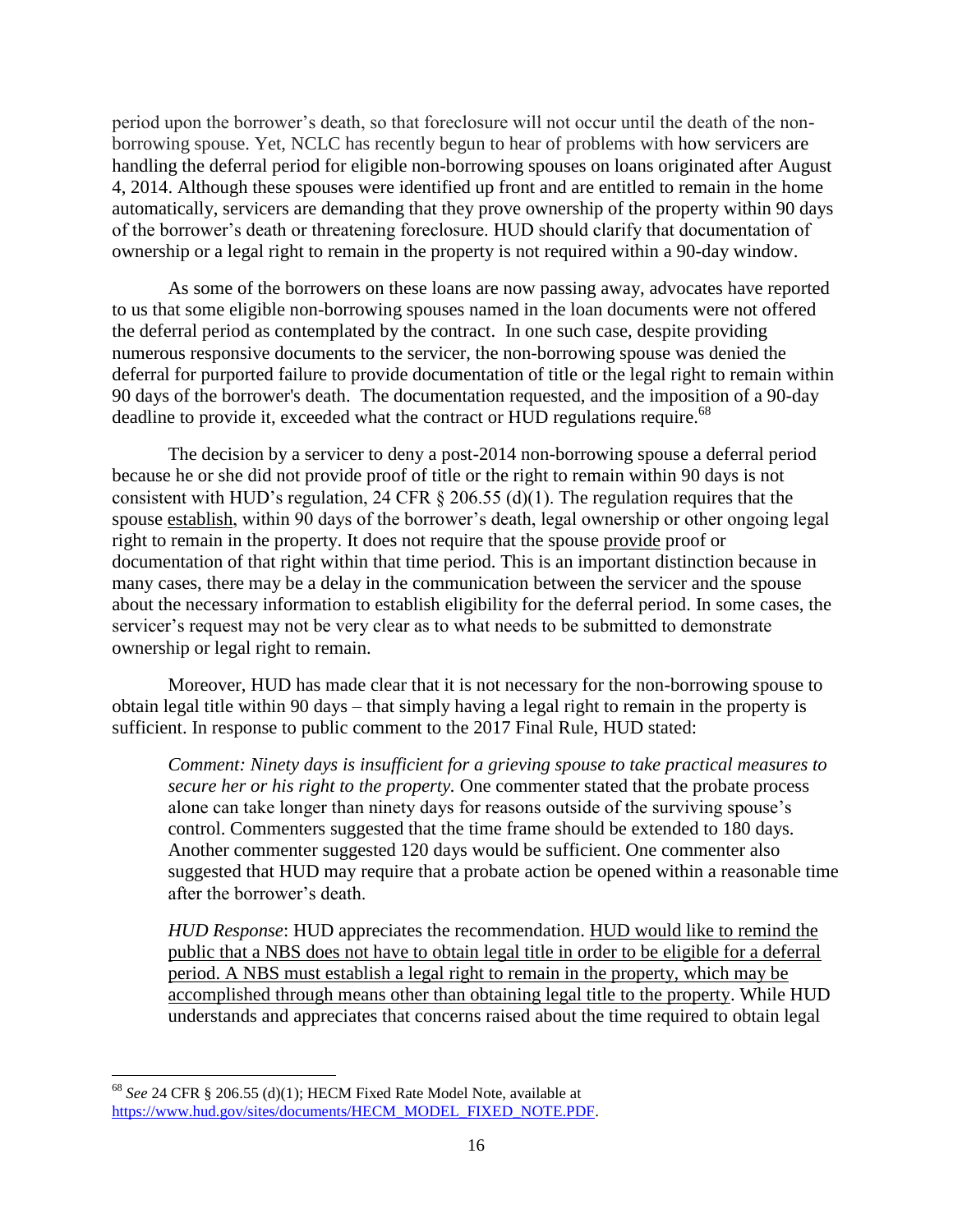period upon the borrower's death, so that foreclosure will not occur until the death of the non-borrowing spouse. Yet, NCLC has recently begun to hear of problems with how servicers are handling the deferral period for eligible non-borrowing spouses on loans originated after August 4, 2014. Although these spouses were identified up front and are entitled to remain in the home automatically, servicers are demanding that they prove ownership of the property within 90 days of the borrower's death or threatening foreclosure. HUD should clarify that documentation of ownership or a legal right to remain in the property is not required within a 90-day window.

As some of the borrowers on these loans are now passing away, advocates have reported to us that some eligible non-borrowing spouses named in the loan documents were not offered the deferral period as contemplated by the contract. In one such case, despite providing numerous responsive documents to the servicer, the non-borrowing spouse was denied the deferral for purported failure to provide documentation of title or the legal right to remain within 90 days of the borrower's death. The documentation requested, and the imposition of a 90-day deadline to provide it, exceeded what the contract or HUD regulations require.[68]

The decision by a servicer to deny a post-2014 non-borrowing spouse a deferral period because he or she did not provide proof of title or the right to remain within 90 days is not consistent with HUD's regulation, 24 CFR § 206.55 (d)(1). The regulation requires that the spouse <u>establish</u>, within 90 days of the borrower's death, legal ownership or other ongoing legal right to remain in the property. It does not require that the spouse <u>provide</u> proof or documentation of that right within that time period. This is an important distinction because in many cases, there may be a delay in the communication between the servicer and the spouse about the necessary information to establish eligibility for the deferral period. In some cases, the servicer's request may not be very clear as to what needs to be submitted to demonstrate ownership or legal right to remain.

Moreover, HUD has made clear that it is not necessary for the non-borrowing spouse to obtain legal title within 90 days – that simply having a legal right to remain in the property is sufficient. In response to public comment to the 2017 Final Rule, HUD stated:

> *Comment: Ninety days is insufficient for a grieving spouse to take practical measures to secure her or his right to the property.* One commenter stated that the probate process alone can take longer than ninety days for reasons outside of the surviving spouse's control. Commenters suggested that the time frame should be extended to 180 days. Another commenter suggested 120 days would be sufficient. One commenter also suggested that HUD may require that a probate action be opened within a reasonable time after the borrower's death.
>
> *HUD Response*: HUD appreciates the recommendation. <u>HUD would like to remind the public that a NBS does not have to obtain legal title in order to be eligible for a deferral period. A NBS must establish a legal right to remain in the property, which may be accomplished through means other than obtaining legal title to the property</u>. While HUD understands and appreciates that concerns raised about the time required to obtain legal

---

[68] *See* 24 CFR § 206.55 (d)(1); HECM Fixed Rate Model Note, available at https://www.hud.gov/sites/documents/HECM_MODEL_FIXED_NOTE.PDF.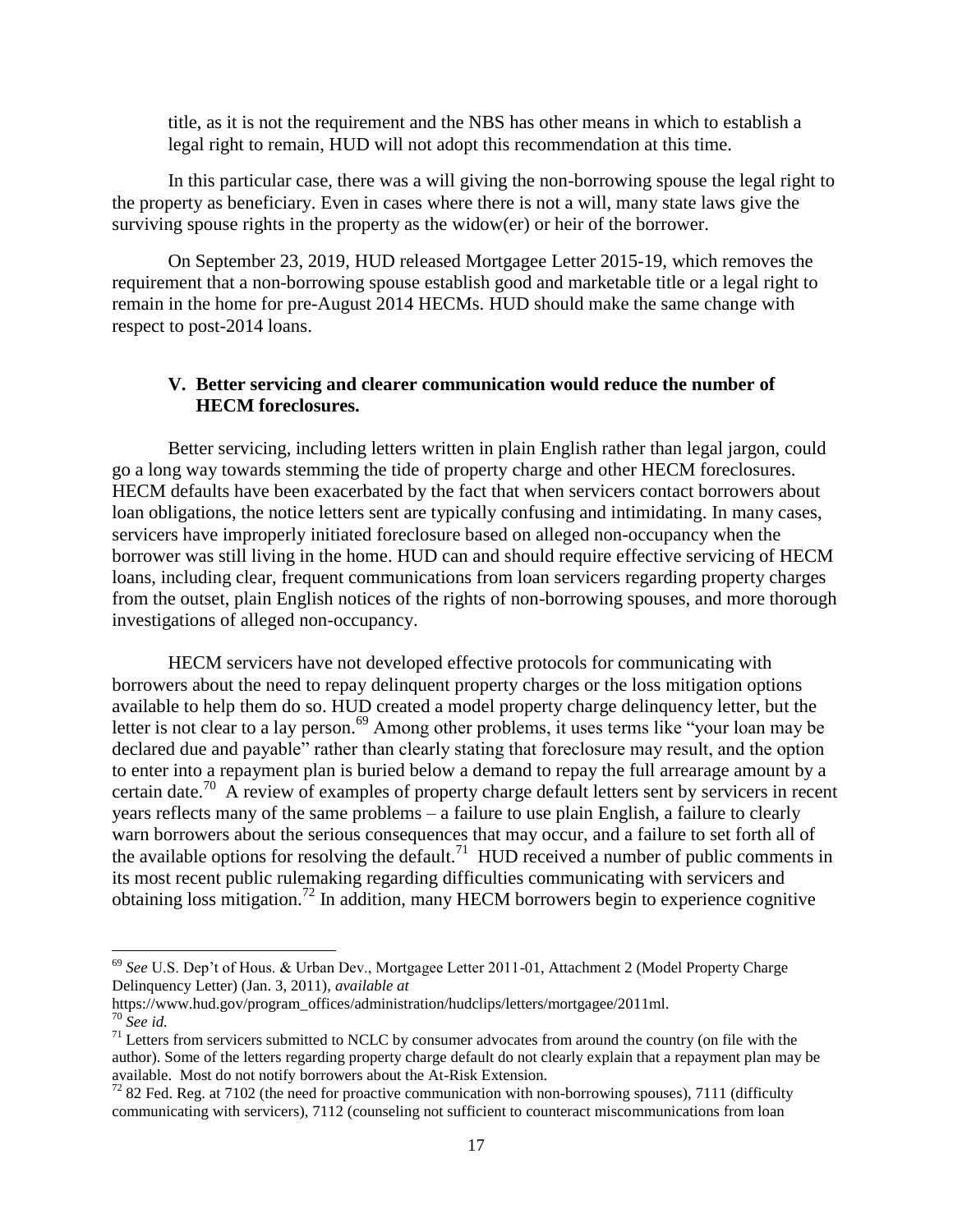title, as it is not the requirement and the NBS has other means in which to establish a legal right to remain, HUD will not adopt this recommendation at this time.

In this particular case, there was a will giving the non-borrowing spouse the legal right to the property as beneficiary. Even in cases where there is not a will, many state laws give the surviving spouse rights in the property as the widow(er) or heir of the borrower.

On September 23, 2019, HUD released Mortgagee Letter 2015-19, which removes the requirement that a non-borrowing spouse establish good and marketable title or a legal right to remain in the home for pre-August 2014 HECMs. HUD should make the same change with respect to post-2014 loans.

## V. Better servicing and clearer communication would reduce the number of HECM foreclosures.

Better servicing, including letters written in plain English rather than legal jargon, could go a long way towards stemming the tide of property charge and other HECM foreclosures. HECM defaults have been exacerbated by the fact that when servicers contact borrowers about loan obligations, the notice letters sent are typically confusing and intimidating. In many cases, servicers have improperly initiated foreclosure based on alleged non-occupancy when the borrower was still living in the home. HUD can and should require effective servicing of HECM loans, including clear, frequent communications from loan servicers regarding property charges from the outset, plain English notices of the rights of non-borrowing spouses, and more thorough investigations of alleged non-occupancy.

HECM servicers have not developed effective protocols for communicating with borrowers about the need to repay delinquent property charges or the loss mitigation options available to help them do so. HUD created a model property charge delinquency letter, but the letter is not clear to a lay person.[69] Among other problems, it uses terms like "your loan may be declared due and payable" rather than clearly stating that foreclosure may result, and the option to enter into a repayment plan is buried below a demand to repay the full arrearage amount by a certain date.[70] A review of examples of property charge default letters sent by servicers in recent years reflects many of the same problems – a failure to use plain English, a failure to clearly warn borrowers about the serious consequences that may occur, and a failure to set forth all of the available options for resolving the default.[71] HUD received a number of public comments in its most recent public rulemaking regarding difficulties communicating with servicers and obtaining loss mitigation.[72] In addition, many HECM borrowers begin to experience cognitive

---

[69] *See* U.S. Dep't of Hous. & Urban Dev., Mortgagee Letter 2011-01, Attachment 2 (Model Property Charge Delinquency Letter) (Jan. 3, 2011), *available at* https://www.hud.gov/program_offices/administration/hudclips/letters/mortgagee/2011ml.

[70] *See id.*

[71] Letters from servicers submitted to NCLC by consumer advocates from around the country (on file with the author). Some of the letters regarding property charge default do not clearly explain that a repayment plan may be available. Most do not notify borrowers about the At-Risk Extension.

[72] 82 Fed. Reg. at 7102 (the need for proactive communication with non-borrowing spouses), 7111 (difficulty communicating with servicers), 7112 (counseling not sufficient to counteract miscommunications from loan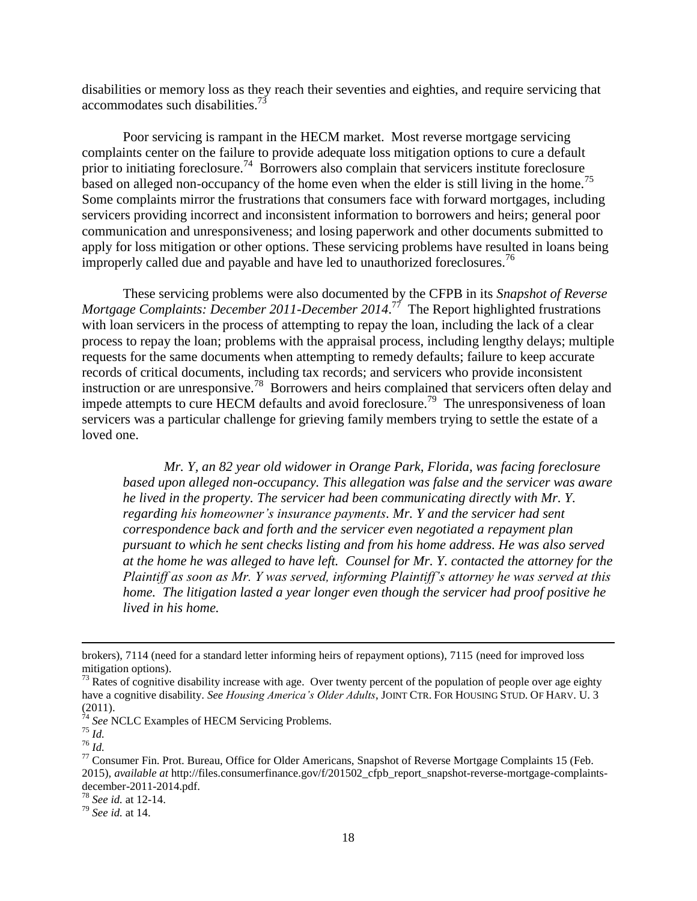disabilities or memory loss as they reach their seventies and eighties, and require servicing that accommodates such disabilities.[73]

Poor servicing is rampant in the HECM market. Most reverse mortgage servicing complaints center on the failure to provide adequate loss mitigation options to cure a default prior to initiating foreclosure.[74] Borrowers also complain that servicers institute foreclosure based on alleged non-occupancy of the home even when the elder is still living in the home.[75] Some complaints mirror the frustrations that consumers face with forward mortgages, including servicers providing incorrect and inconsistent information to borrowers and heirs; general poor communication and unresponsiveness; and losing paperwork and other documents submitted to apply for loss mitigation or other options. These servicing problems have resulted in loans being improperly called due and payable and have led to unauthorized foreclosures.[76]

These servicing problems were also documented by the CFPB in its *Snapshot of Reverse Mortgage Complaints: December 2011-December 2014*.[77] The Report highlighted frustrations with loan servicers in the process of attempting to repay the loan, including the lack of a clear process to repay the loan; problems with the appraisal process, including lengthy delays; multiple requests for the same documents when attempting to remedy defaults; failure to keep accurate records of critical documents, including tax records; and servicers who provide inconsistent instruction or are unresponsive.[78] Borrowers and heirs complained that servicers often delay and impede attempts to cure HECM defaults and avoid foreclosure.[79] The unresponsiveness of loan servicers was a particular challenge for grieving family members trying to settle the estate of a loved one.

> *Mr. Y, an 82 year old widower in Orange Park, Florida, was facing foreclosure based upon alleged non-occupancy. This allegation was false and the servicer was aware he lived in the property. The servicer had been communicating directly with Mr. Y. regarding his homeowner's insurance payments. Mr. Y and the servicer had sent correspondence back and forth and the servicer even negotiated a repayment plan pursuant to which he sent checks listing and from his home address. He was also served at the home he was alleged to have left. Counsel for Mr. Y. contacted the attorney for the Plaintiff as soon as Mr. Y was served, informing Plaintiff's attorney he was served at this home. The litigation lasted a year longer even though the servicer had proof positive he lived in his home.*

---

brokers), 7114 (need for a standard letter informing heirs of repayment options), 7115 (need for improved loss mitigation options).

[73] Rates of cognitive disability increase with age. Over twenty percent of the population of people over age eighty have a cognitive disability. *See Housing America's Older Adults*, JOINT CTR. FOR HOUSING STUD. OF HARV. U. 3 (2011).

[74] *See* NCLC Examples of HECM Servicing Problems.

[75] *Id.*

[76] *Id.*

[77] Consumer Fin. Prot. Bureau, Office for Older Americans, Snapshot of Reverse Mortgage Complaints 15 (Feb. 2015), *available at* http://files.consumerfinance.gov/f/201502_cfpb_report_snapshot-reverse-mortgage-complaints-december-2011-2014.pdf.

[78] *See id.* at 12-14.

[79] *See id.* at 14.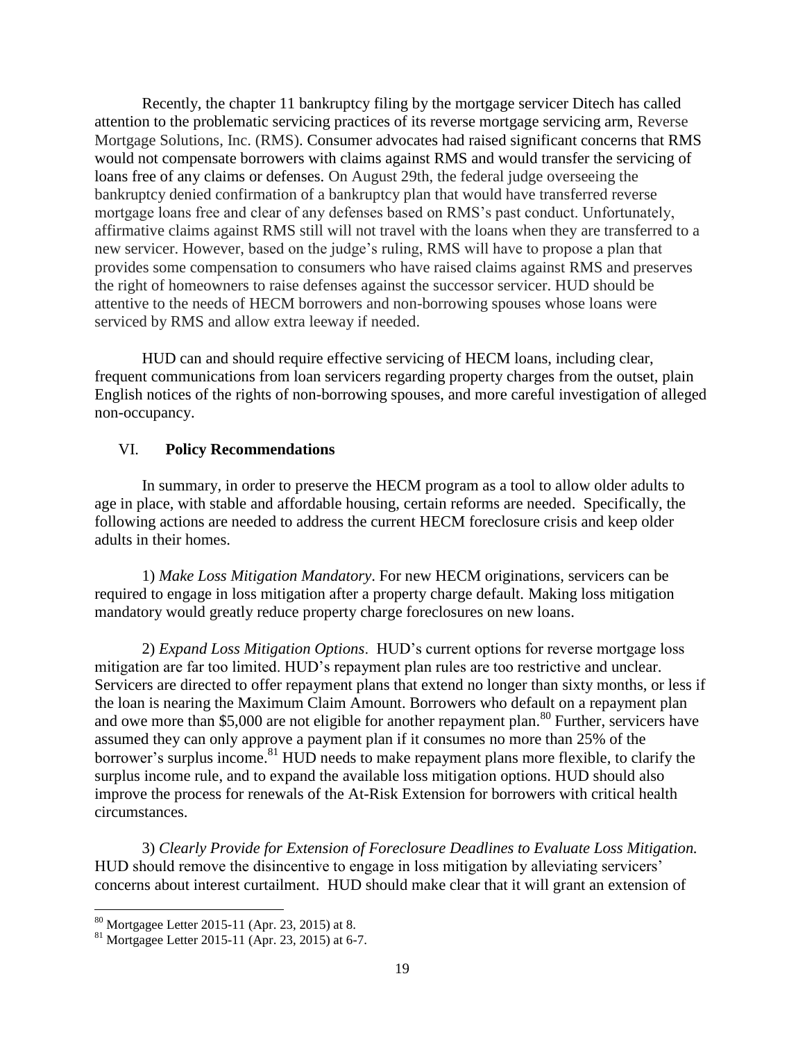Recently, the chapter 11 bankruptcy filing by the mortgage servicer Ditech has called attention to the problematic servicing practices of its reverse mortgage servicing arm, Reverse Mortgage Solutions, Inc. (RMS). Consumer advocates had raised significant concerns that RMS would not compensate borrowers with claims against RMS and would transfer the servicing of loans free of any claims or defenses. On August 29th, the federal judge overseeing the bankruptcy denied confirmation of a bankruptcy plan that would have transferred reverse mortgage loans free and clear of any defenses based on RMS's past conduct. Unfortunately, affirmative claims against RMS still will not travel with the loans when they are transferred to a new servicer. However, based on the judge's ruling, RMS will have to propose a plan that provides some compensation to consumers who have raised claims against RMS and preserves the right of homeowners to raise defenses against the successor servicer. HUD should be attentive to the needs of HECM borrowers and non-borrowing spouses whose loans were serviced by RMS and allow extra leeway if needed.

HUD can and should require effective servicing of HECM loans, including clear, frequent communications from loan servicers regarding property charges from the outset, plain English notices of the rights of non-borrowing spouses, and more careful investigation of alleged non-occupancy.

## VI. Policy Recommendations

In summary, in order to preserve the HECM program as a tool to allow older adults to age in place, with stable and affordable housing, certain reforms are needed. Specifically, the following actions are needed to address the current HECM foreclosure crisis and keep older adults in their homes.

1) *Make Loss Mitigation Mandatory*. For new HECM originations, servicers can be required to engage in loss mitigation after a property charge default. Making loss mitigation mandatory would greatly reduce property charge foreclosures on new loans.

2) *Expand Loss Mitigation Options*. HUD's current options for reverse mortgage loss mitigation are far too limited. HUD's repayment plan rules are too restrictive and unclear. Servicers are directed to offer repayment plans that extend no longer than sixty months, or less if the loan is nearing the Maximum Claim Amount. Borrowers who default on a repayment plan and owe more than $5,000 are not eligible for another repayment plan.[80] Further, servicers have assumed they can only approve a payment plan if it consumes no more than 25% of the borrower's surplus income.[81] HUD needs to make repayment plans more flexible, to clarify the surplus income rule, and to expand the available loss mitigation options. HUD should also improve the process for renewals of the At-Risk Extension for borrowers with critical health circumstances.

3) *Clearly Provide for Extension of Foreclosure Deadlines to Evaluate Loss Mitigation.* HUD should remove the disincentive to engage in loss mitigation by alleviating servicers' concerns about interest curtailment. HUD should make clear that it will grant an extension of

---

[80] Mortgagee Letter 2015-11 (Apr. 23, 2015) at 8.

[81] Mortgagee Letter 2015-11 (Apr. 23, 2015) at 6-7.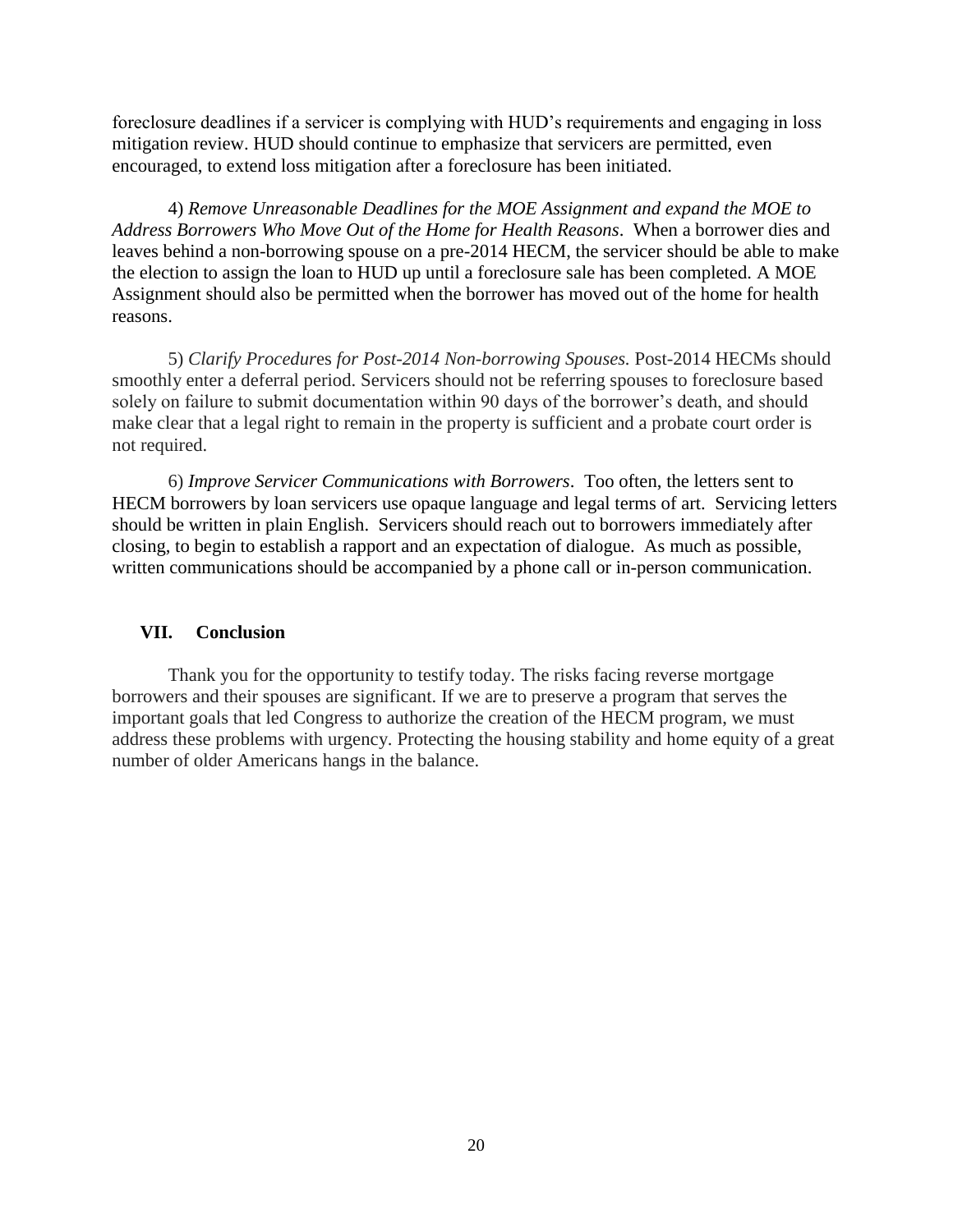foreclosure deadlines if a servicer is complying with HUD's requirements and engaging in loss mitigation review. HUD should continue to emphasize that servicers are permitted, even encouraged, to extend loss mitigation after a foreclosure has been initiated.

4) *Remove Unreasonable Deadlines for the MOE Assignment and expand the MOE to Address Borrowers Who Move Out of the Home for Health Reasons*. When a borrower dies and leaves behind a non-borrowing spouse on a pre-2014 HECM, the servicer should be able to make the election to assign the loan to HUD up until a foreclosure sale has been completed. A MOE Assignment should also be permitted when the borrower has moved out of the home for health reasons.

5) *Clarify Procedures for Post-2014 Non-borrowing Spouses.* Post-2014 HECMs should smoothly enter a deferral period. Servicers should not be referring spouses to foreclosure based solely on failure to submit documentation within 90 days of the borrower's death, and should make clear that a legal right to remain in the property is sufficient and a probate court order is not required.

6) *Improve Servicer Communications with Borrowers*. Too often, the letters sent to HECM borrowers by loan servicers use opaque language and legal terms of art. Servicing letters should be written in plain English. Servicers should reach out to borrowers immediately after closing, to begin to establish a rapport and an expectation of dialogue. As much as possible, written communications should be accompanied by a phone call or in-person communication.

## VII. Conclusion

Thank you for the opportunity to testify today. The risks facing reverse mortgage borrowers and their spouses are significant. If we are to preserve a program that serves the important goals that led Congress to authorize the creation of the HECM program, we must address these problems with urgency. Protecting the housing stability and home equity of a great number of older Americans hangs in the balance.